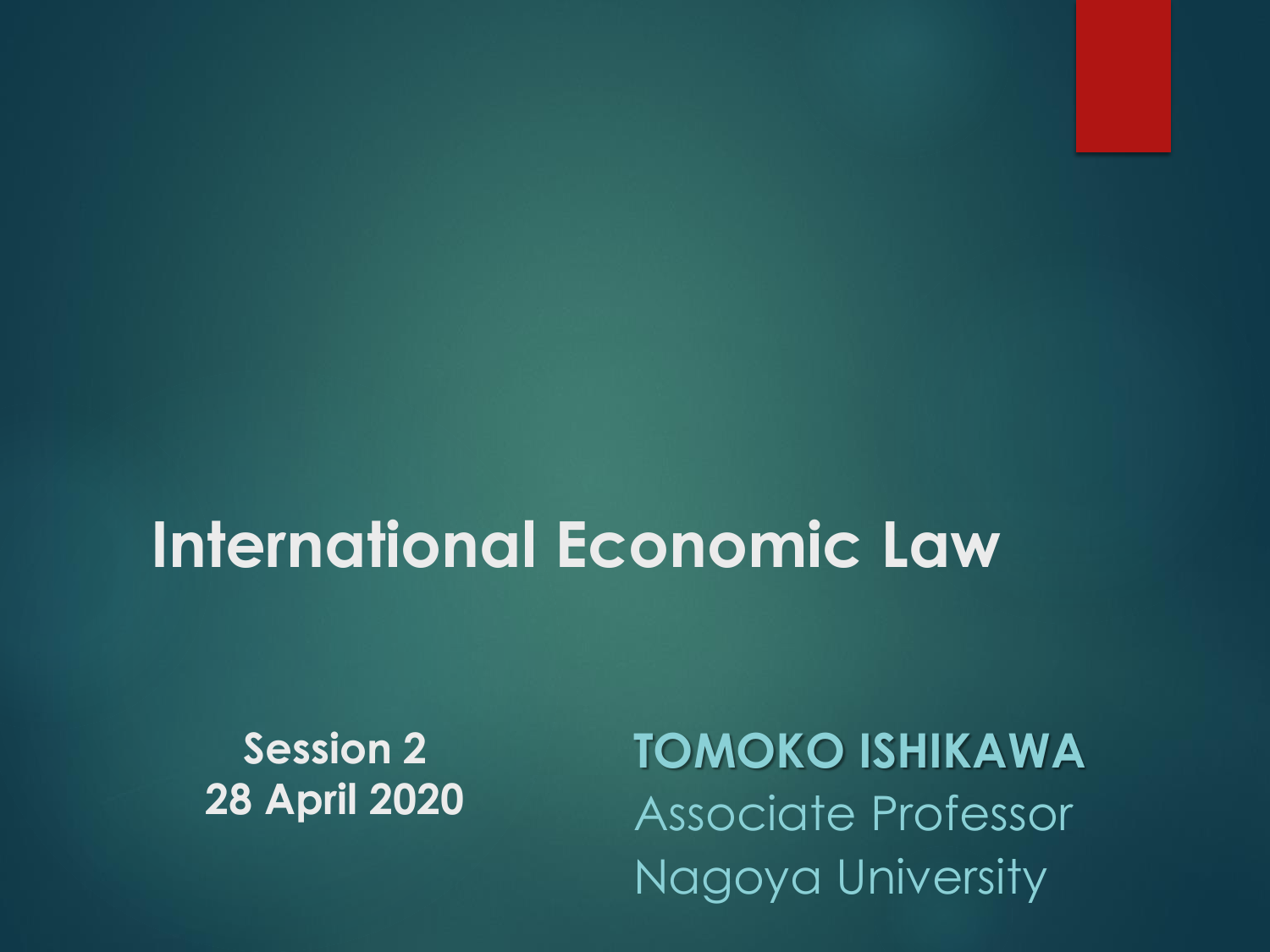# International Economic Law

**Session 2**
**28 April 2020**

**TOMOKO ISHIKAWA**
Associate Professor
Nagoya University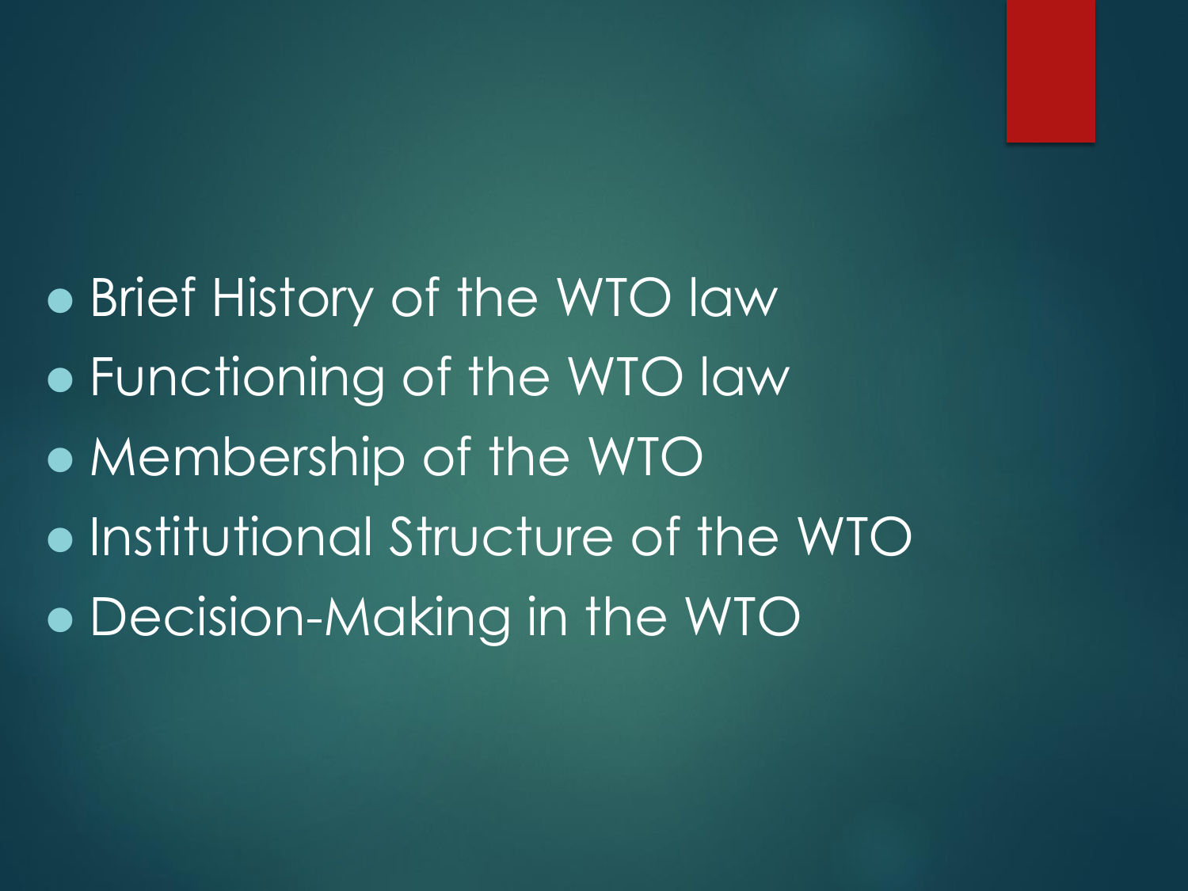- Brief History of the WTO law
- Functioning of the WTO law
- Membership of the WTO
- Institutional Structure of the WTO
- Decision-Making in the WTO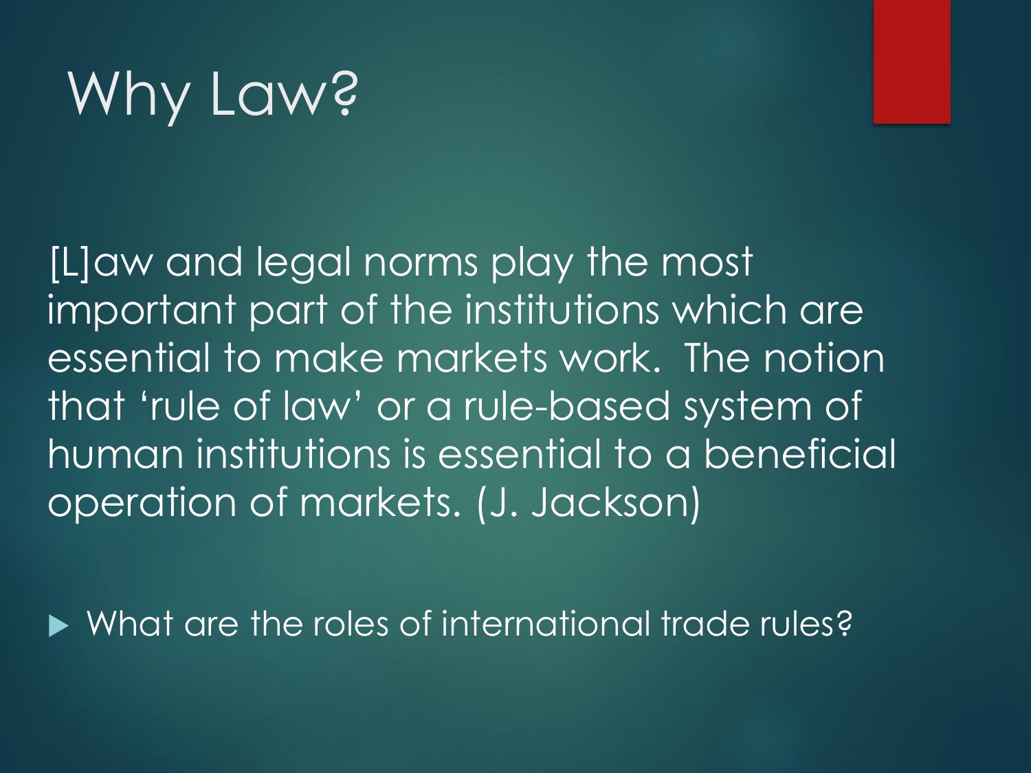# Why Law?

[L]aw and legal norms play the most important part of the institutions which are essential to make markets work. The notion that 'rule of law' or a rule-based system of human institutions is essential to a beneficial operation of markets. (J. Jackson)

- What are the roles of international trade rules?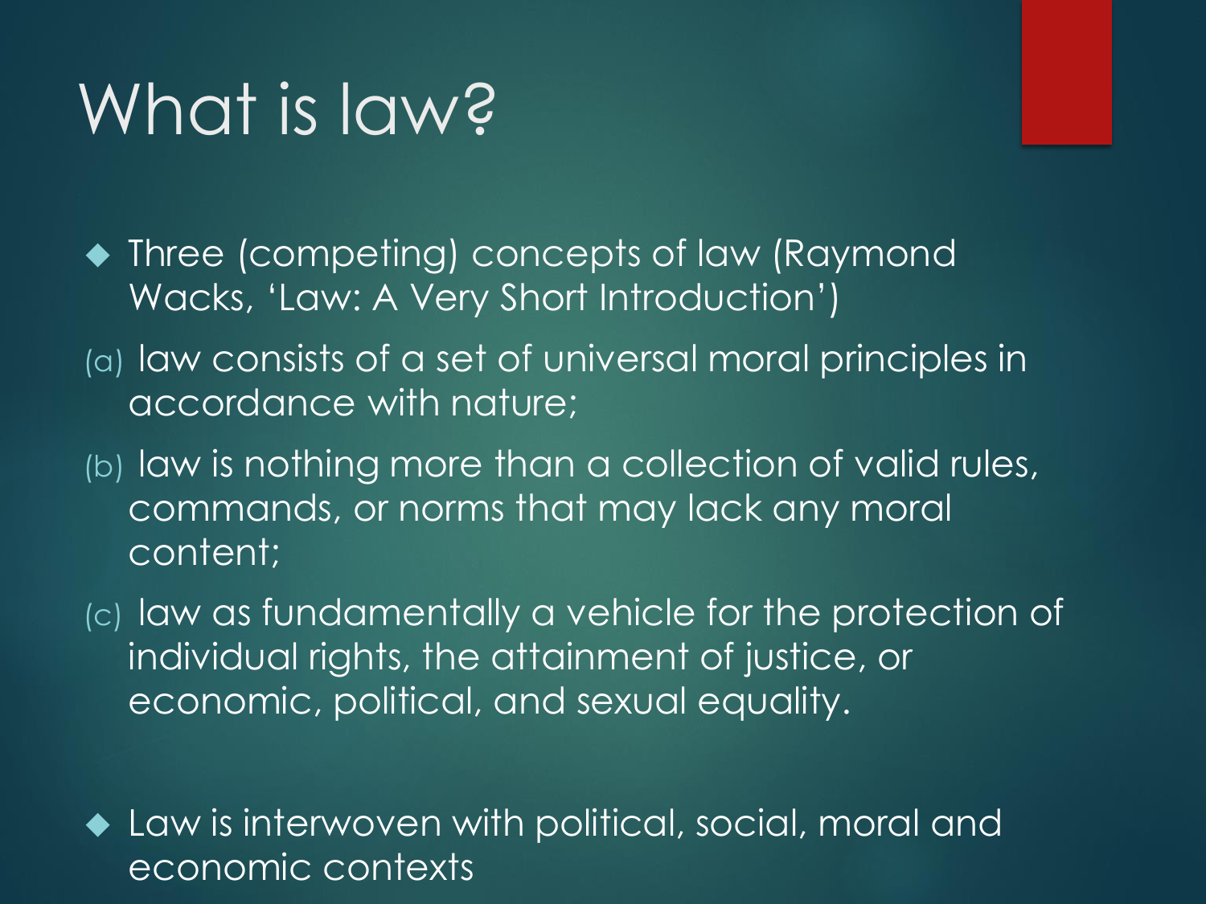# What is law?

- Three (competing) concepts of law (Raymond Wacks, 'Law: A Very Short Introduction')

(a) law consists of a set of universal moral principles in accordance with nature;

(b) law is nothing more than a collection of valid rules, commands, or norms that may lack any moral content;

(c) law as fundamentally a vehicle for the protection of individual rights, the attainment of justice, or economic, political, and sexual equality.

- Law is interwoven with political, social, moral and economic contexts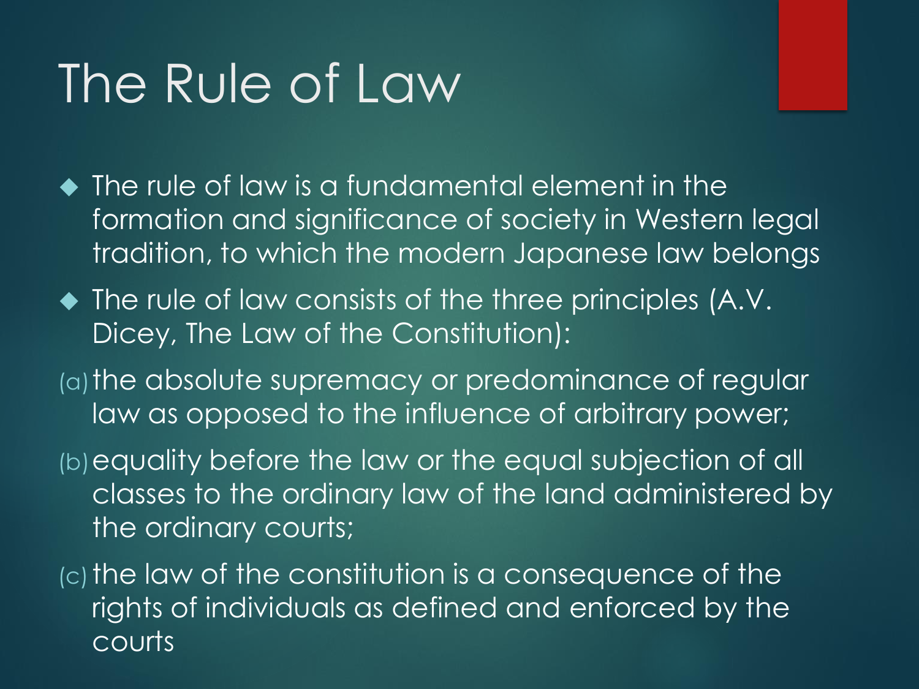# The Rule of Law

- The rule of law is a fundamental element in the formation and significance of society in Western legal tradition, to which the modern Japanese law belongs
- The rule of law consists of the three principles (A.V. Dicey, The Law of the Constitution):

(a) the absolute supremacy or predominance of regular law as opposed to the influence of arbitrary power;

(b) equality before the law or the equal subjection of all classes to the ordinary law of the land administered by the ordinary courts;

(c) the law of the constitution is a consequence of the rights of individuals as defined and enforced by the courts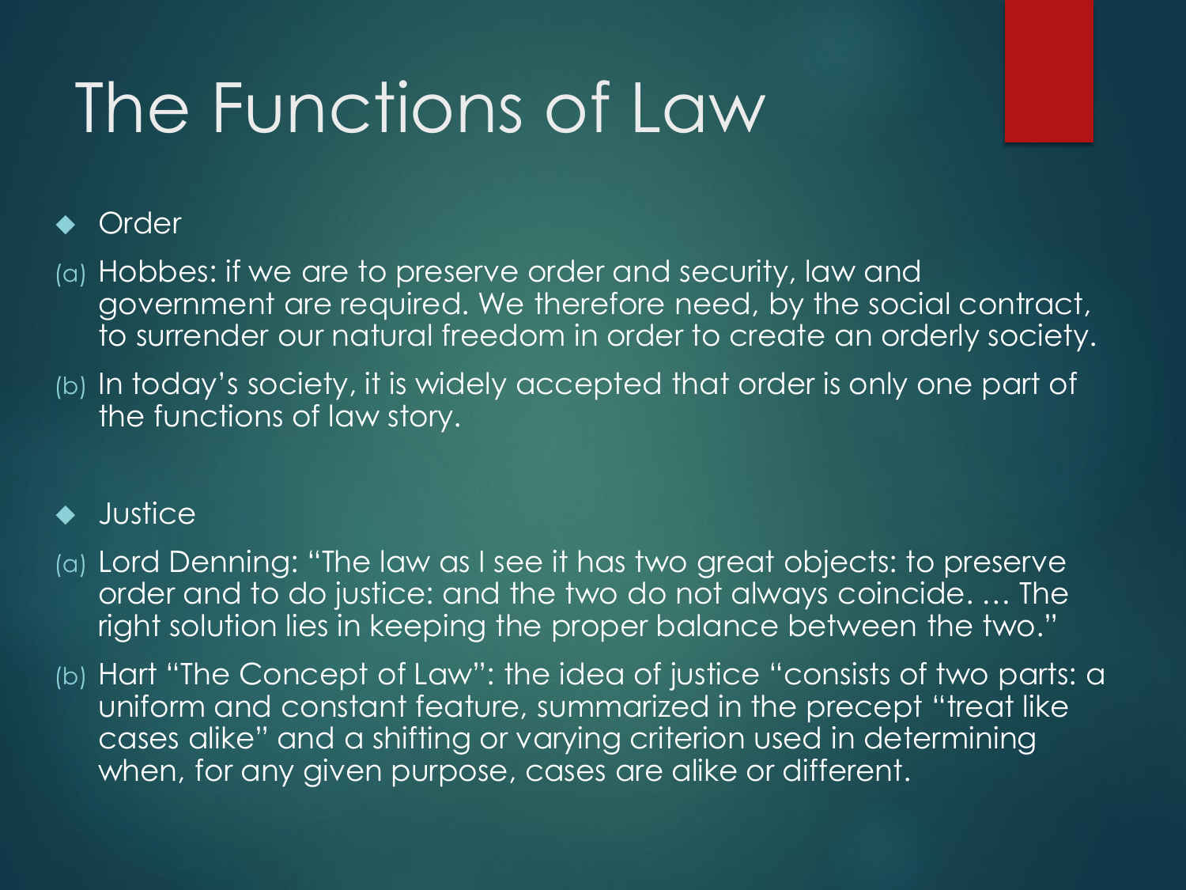# The Functions of Law

- Order

(a) Hobbes: if we are to preserve order and security, law and government are required. We therefore need, by the social contract, to surrender our natural freedom in order to create an orderly society.

(b) In today's society, it is widely accepted that order is only one part of the functions of law story.

- Justice

(a) Lord Denning: "The law as I see it has two great objects: to preserve order and to do justice: and the two do not always coincide. … The right solution lies in keeping the proper balance between the two."

(b) Hart "The Concept of Law": the idea of justice "consists of two parts: a uniform and constant feature, summarized in the precept "treat like cases alike" and a shifting or varying criterion used in determining when, for any given purpose, cases are alike or different.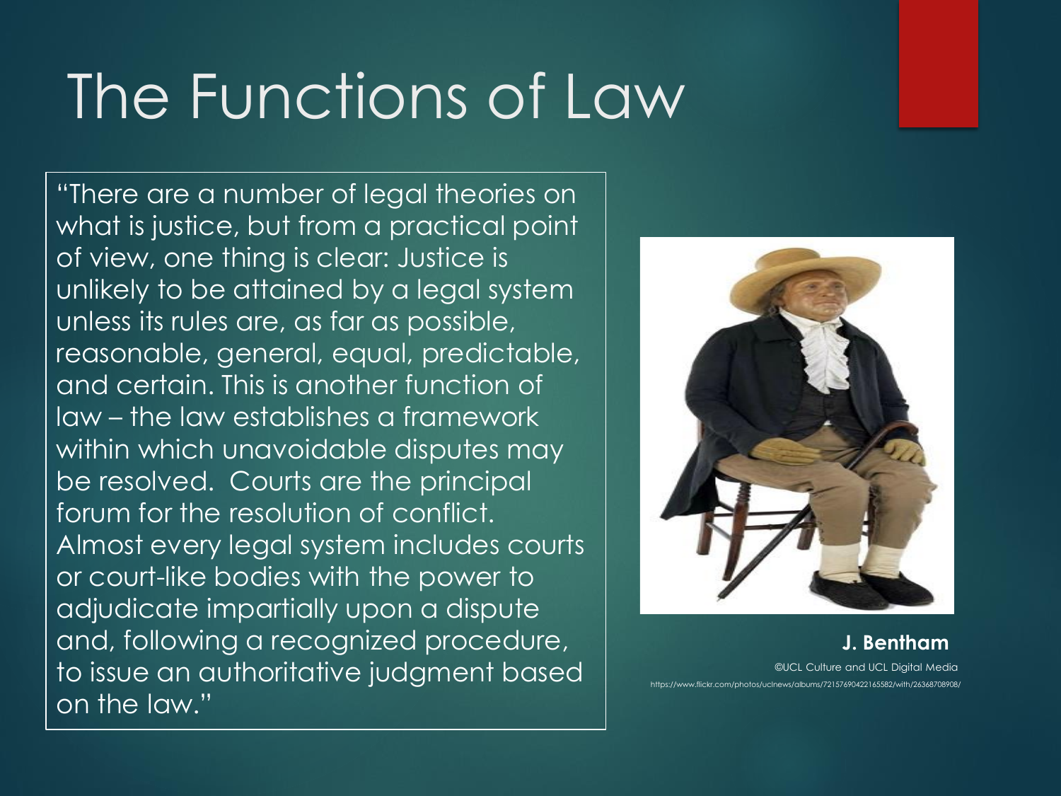# The Functions of Law

"There are a number of legal theories on what is justice, but from a practical point of view, one thing is clear: Justice is unlikely to be attained by a legal system unless its rules are, as far as possible, reasonable, general, equal, predictable, and certain. This is another function of law – the law establishes a framework within which unavoidable disputes may be resolved. Courts are the principal forum for the resolution of conflict. Almost every legal system includes courts or court-like bodies with the power to adjudicate impartially upon a dispute and, following a recognized procedure, to issue an authoritative judgment based on the law."

**J. Bentham**

©UCL Culture and UCL Digital Media

https://www.flickr.com/photos/uclnews/albums/72157690422165582/with/26368708908/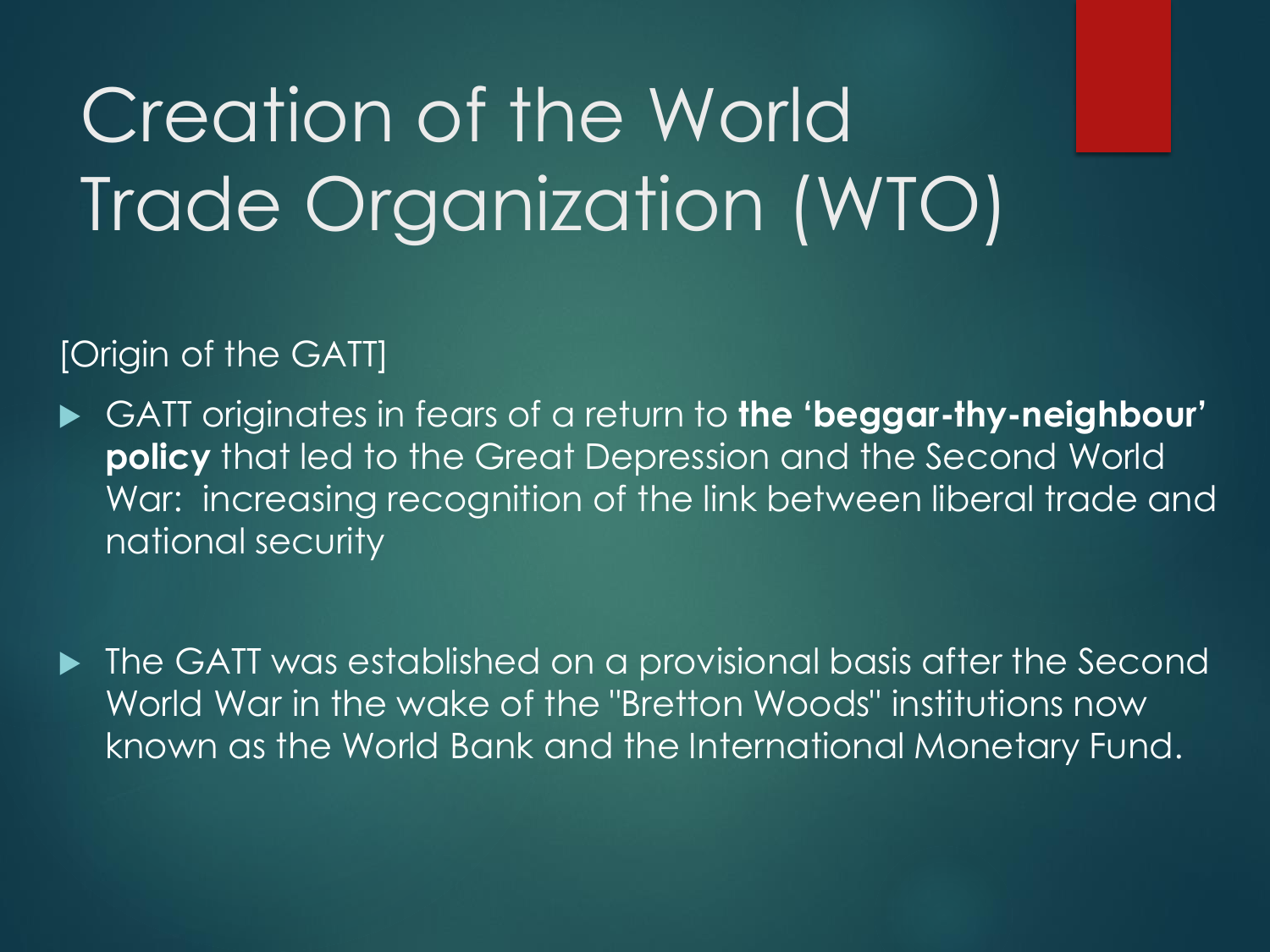# Creation of the World Trade Organization (WTO)

[Origin of the GATT]

- GATT originates in fears of a return to **the 'beggar-thy-neighbour' policy** that led to the Great Depression and the Second World War: increasing recognition of the link between liberal trade and national security

- The GATT was established on a provisional basis after the Second World War in the wake of the "Bretton Woods" institutions now known as the World Bank and the International Monetary Fund.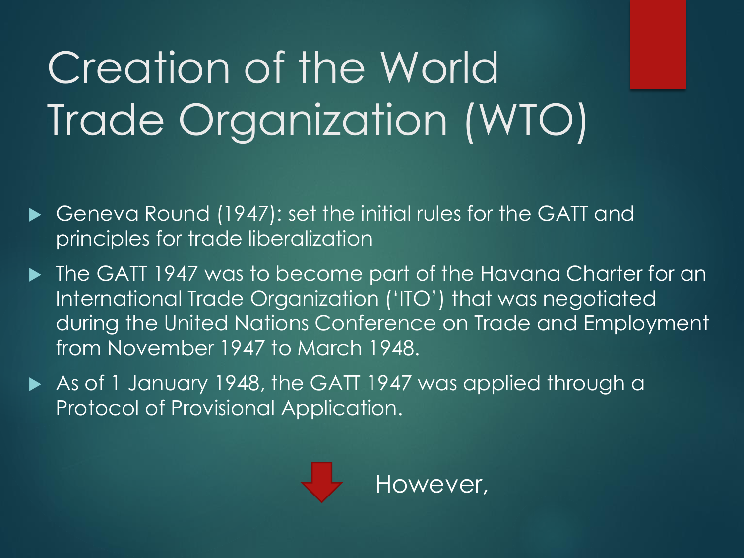# Creation of the World Trade Organization (WTO)

- Geneva Round (1947): set the initial rules for the GATT and principles for trade liberalization
- The GATT 1947 was to become part of the Havana Charter for an International Trade Organization ('ITO') that was negotiated during the United Nations Conference on Trade and Employment from November 1947 to March 1948.
- As of 1 January 1948, the GATT 1947 was applied through a Protocol of Provisional Application.

However,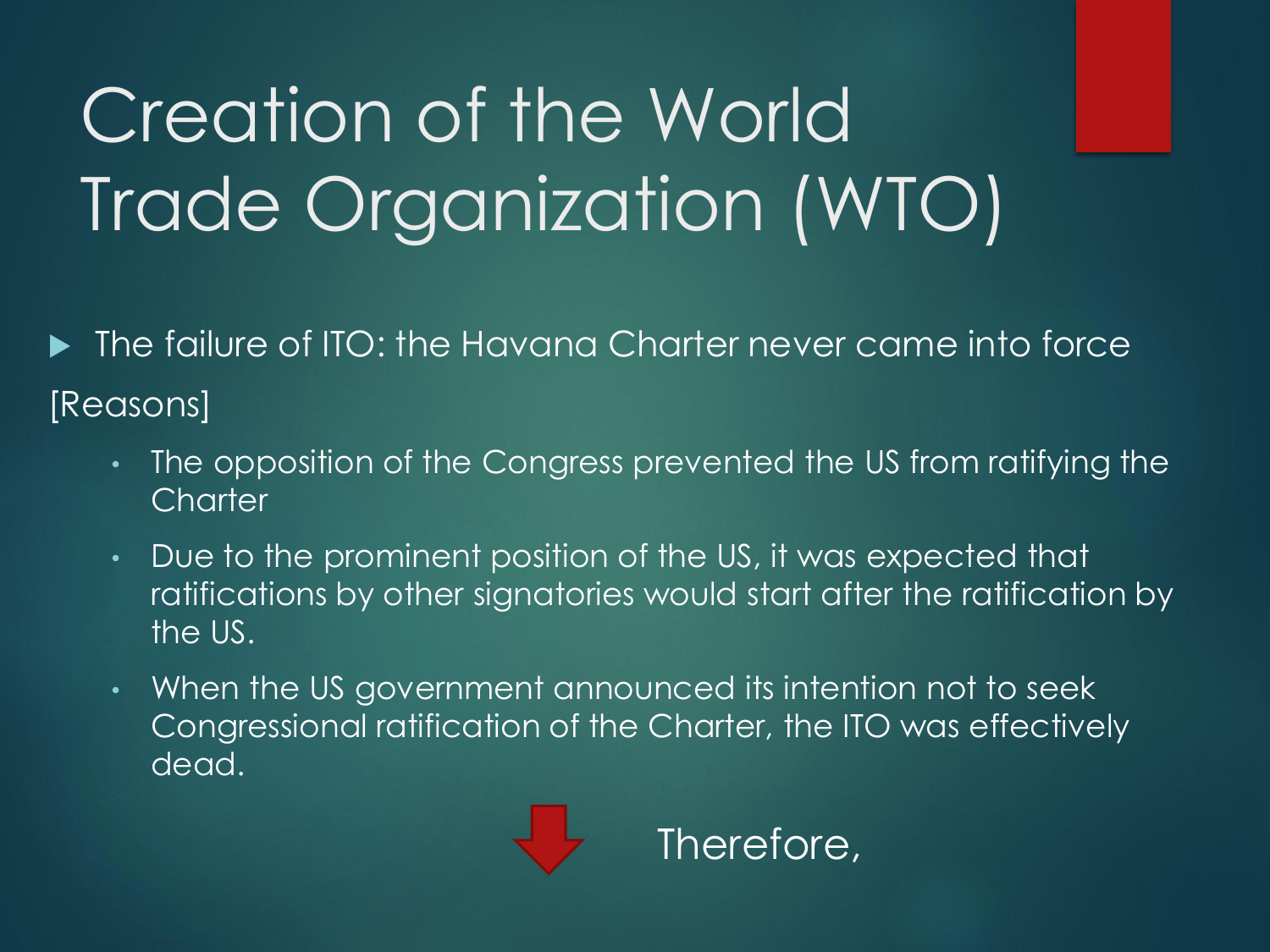# Creation of the World Trade Organization (WTO)

- The failure of ITO: the Havana Charter never came into force

[Reasons]

- The opposition of the Congress prevented the US from ratifying the Charter
- Due to the prominent position of the US, it was expected that ratifications by other signatories would start after the ratification by the US.
- When the US government announced its intention not to seek Congressional ratification of the Charter, the ITO was effectively dead.

Therefore,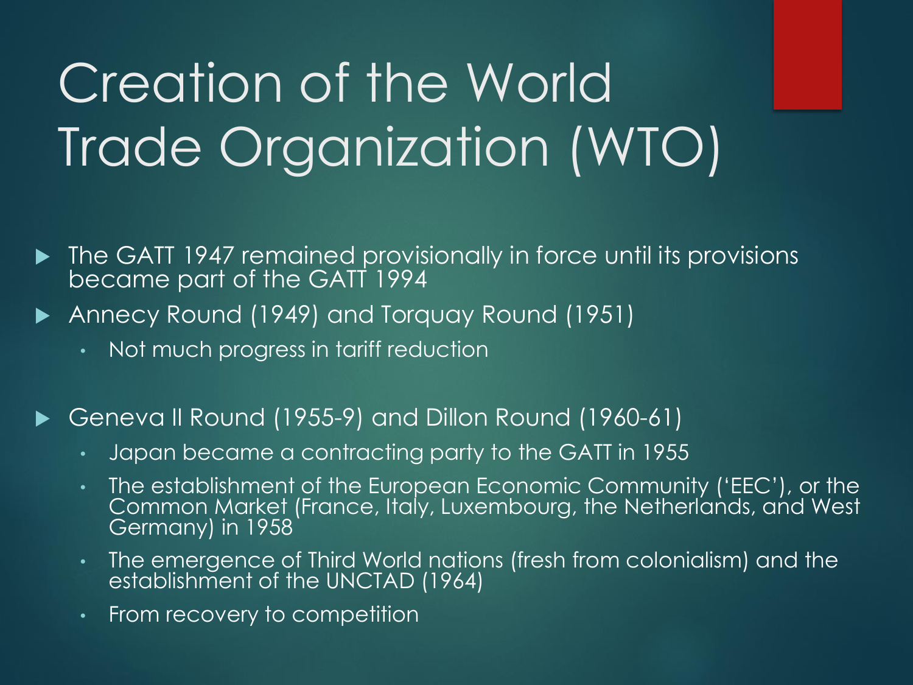# Creation of the World Trade Organization (WTO)

- The GATT 1947 remained provisionally in force until its provisions became part of the GATT 1994
- Annecy Round (1949) and Torquay Round (1951)
  - Not much progress in tariff reduction
- Geneva II Round (1955-9) and Dillon Round (1960-61)
  - Japan became a contracting party to the GATT in 1955
  - The establishment of the European Economic Community ('EEC'), or the Common Market (France, Italy, Luxembourg, the Netherlands, and West Germany) in 1958
  - The emergence of Third World nations (fresh from colonialism) and the establishment of the UNCTAD (1964)
  - From recovery to competition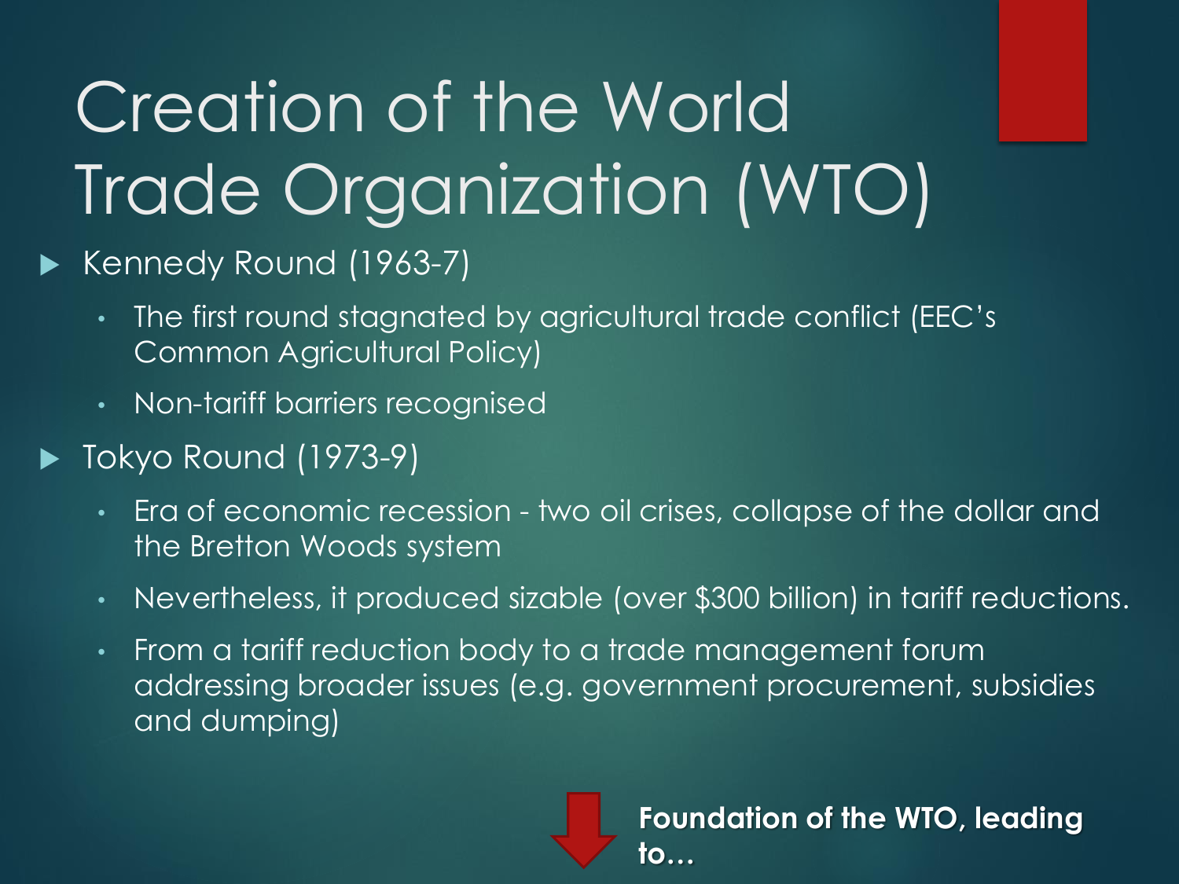# Creation of the World Trade Organization (WTO)

- Kennedy Round (1963-7)
  - The first round stagnated by agricultural trade conflict (EEC's Common Agricultural Policy)
  - Non-tariff barriers recognised
- Tokyo Round (1973-9)
  - Era of economic recession - two oil crises, collapse of the dollar and the Bretton Woods system
  - Nevertheless, it produced sizable (over $300 billion) in tariff reductions.
  - From a tariff reduction body to a trade management forum addressing broader issues (e.g. government procurement, subsidies and dumping)

**Foundation of the WTO, leading to…**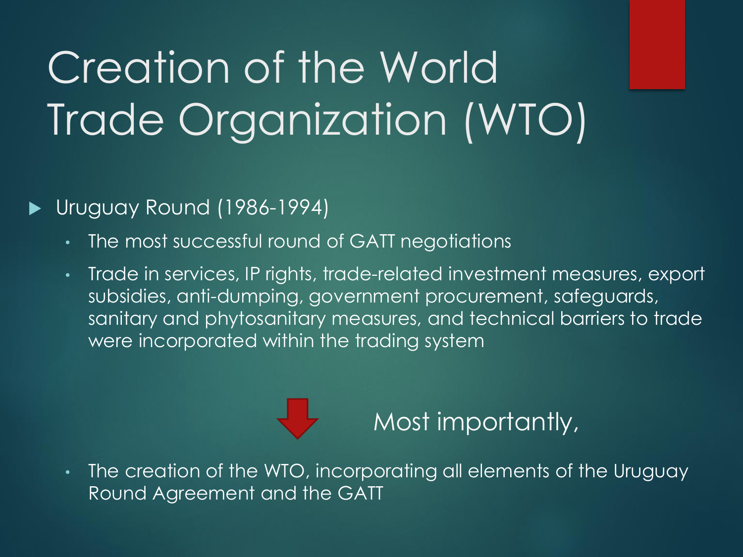# Creation of the World Trade Organization (WTO)

- Uruguay Round (1986-1994)
  - The most successful round of GATT negotiations
  - Trade in services, IP rights, trade-related investment measures, export subsidies, anti-dumping, government procurement, safeguards, sanitary and phytosanitary measures, and technical barriers to trade were incorporated within the trading system

Most importantly,

  - The creation of the WTO, incorporating all elements of the Uruguay Round Agreement and the GATT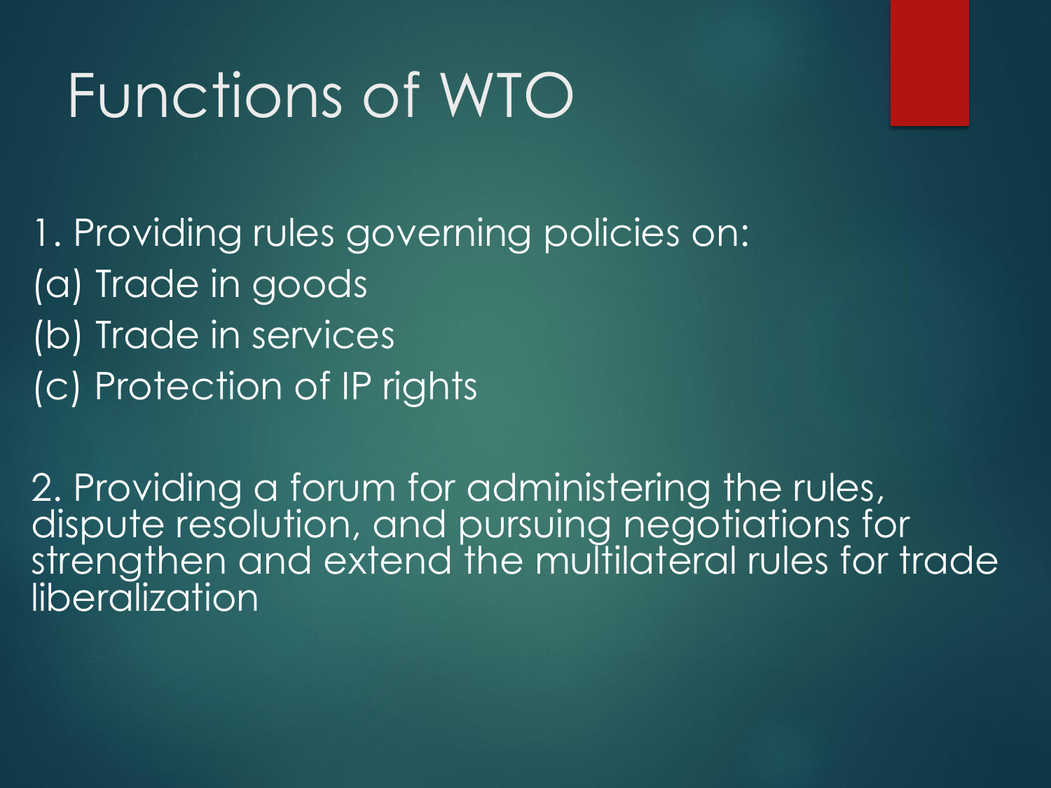# Functions of WTO

1. Providing rules governing policies on:
(a) Trade in goods
(b) Trade in services
(c) Protection of IP rights

2. Providing a forum for administering the rules, dispute resolution, and pursuing negotiations for strengthen and extend the multilateral rules for trade liberalization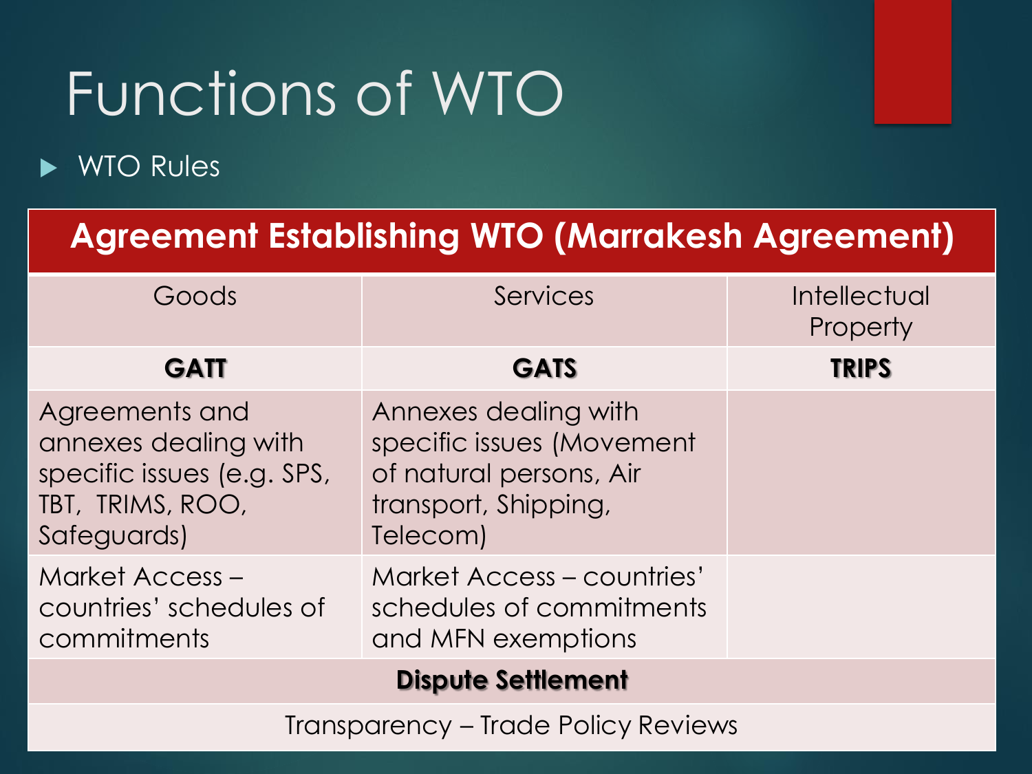# Functions of WTO

- WTO Rules

| Agreement Establishing WTO (Marrakesh Agreement) | | |
|---|---|---|
| Goods | Services | Intellectual Property |
| **GATT** | **GATS** | **TRIPS** |
| Agreements and annexes dealing with specific issues (e.g. SPS, TBT, TRIMS, ROO, Safeguards) | Annexes dealing with specific issues (Movement of natural persons, Air transport, Shipping, Telecom) | |
| Market Access – countries' schedules of commitments | Market Access – countries' schedules of commitments and MFN exemptions | |
| **Dispute Settlement** | | |
| Transparency – Trade Policy Reviews | | |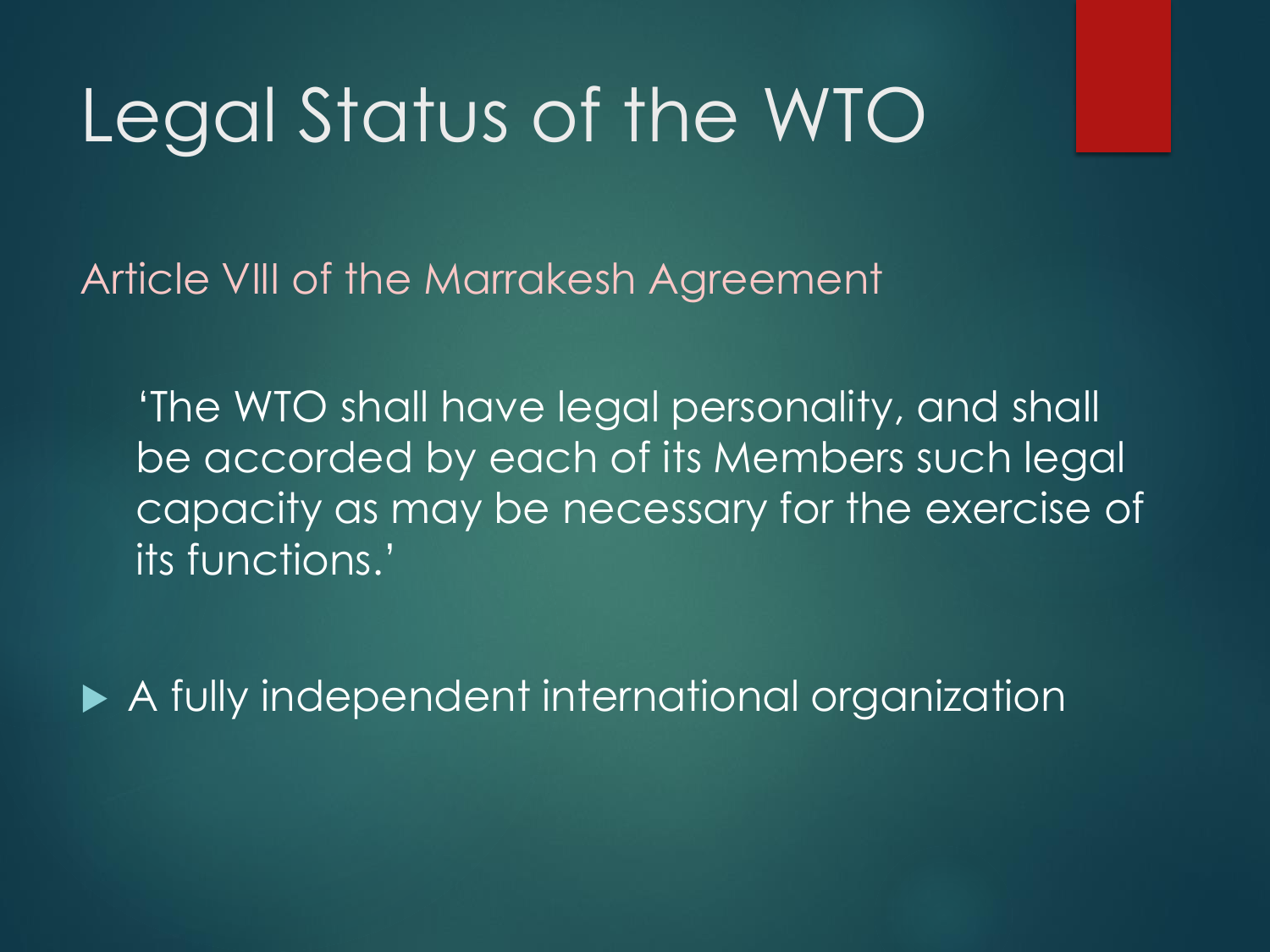# Legal Status of the WTO

Article VIII of the Marrakesh Agreement

> 'The WTO shall have legal personality, and shall be accorded by each of its Members such legal capacity as may be necessary for the exercise of its functions.'

- A fully independent international organization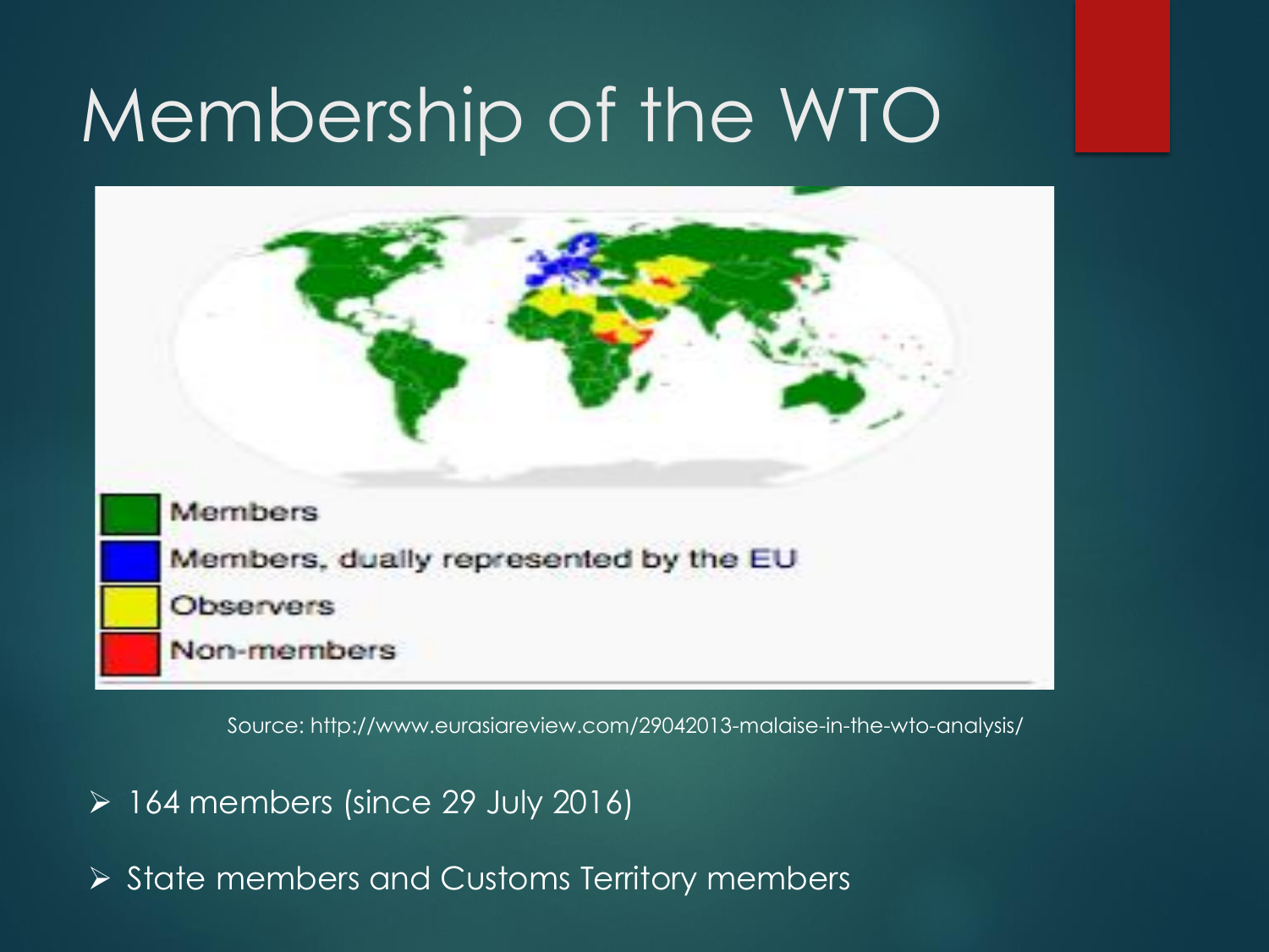# Membership of the WTO

Members

Members, dually represented by the EU

Observers

Non-members

Source: http://www.eurasiareview.com/29042013-malaise-in-the-wto-analysis/

- 164 members (since 29 July 2016)
- State members and Customs Territory members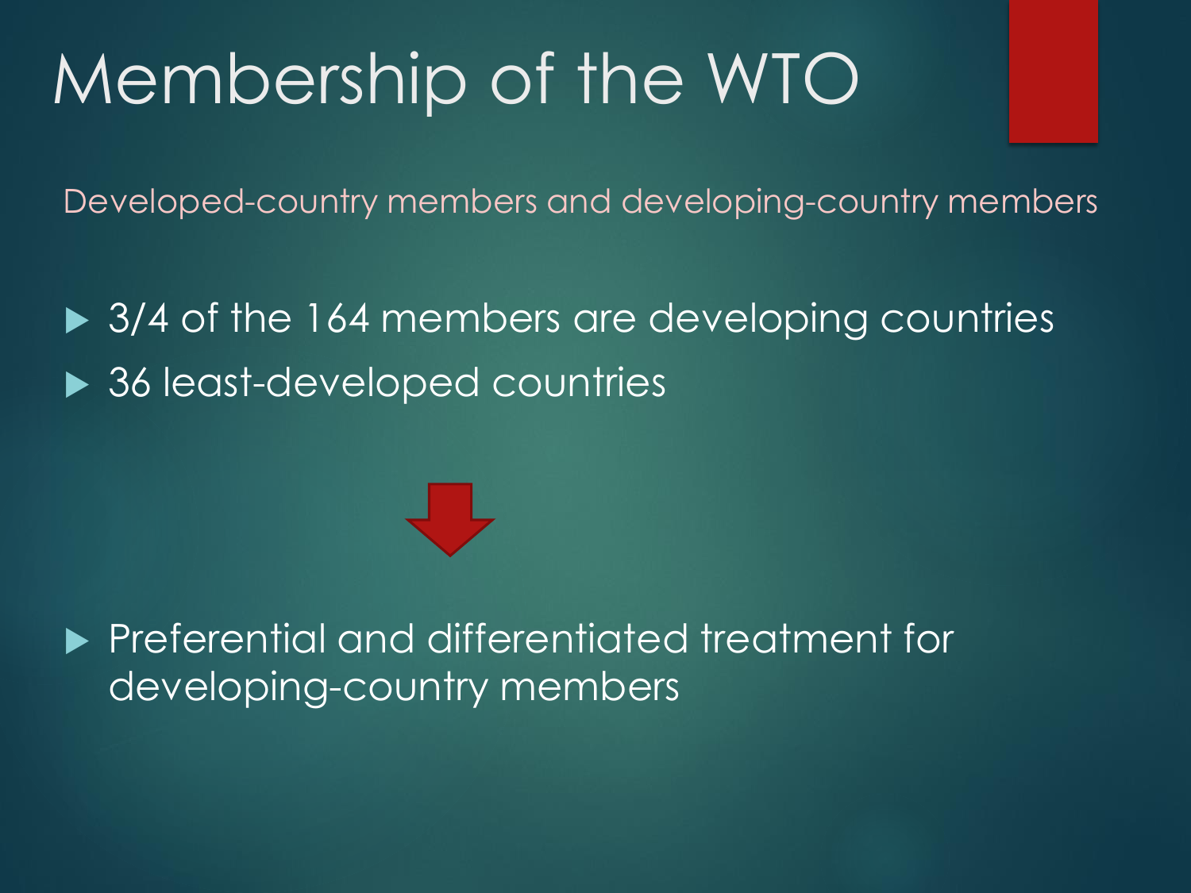# Membership of the WTO

Developed-country members and developing-country members

- 3/4 of the 164 members are developing countries
- 36 least-developed countries

- Preferential and differentiated treatment for developing-country members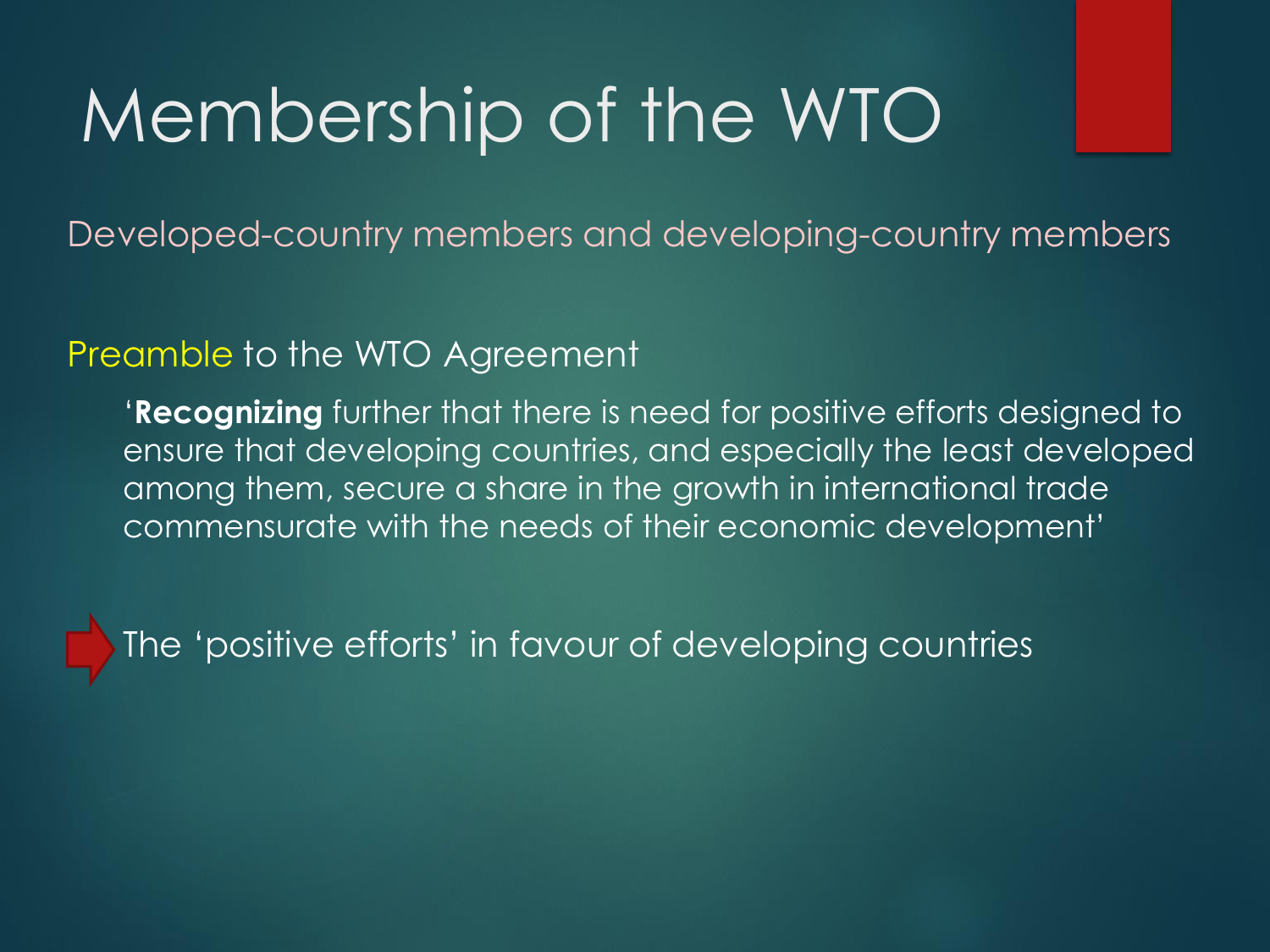# Membership of the WTO

Developed-country members and developing-country members

Preamble to the WTO Agreement

> '**Recognizing** further that there is need for positive efforts designed to ensure that developing countries, and especially the least developed among them, secure a share in the growth in international trade commensurate with the needs of their economic development'

➡ The 'positive efforts' in favour of developing countries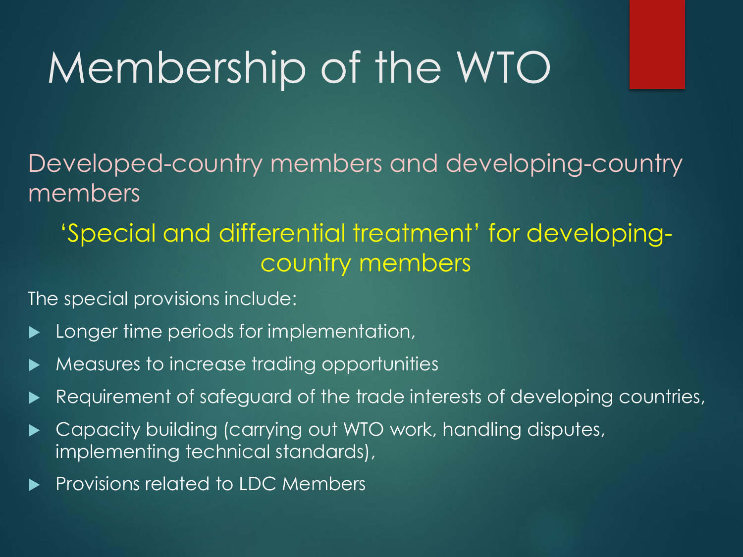# Membership of the WTO

## Developed-country members and developing-country members

### ‘Special and differential treatment’ for developing-country members

The special provisions include:

- Longer time periods for implementation,
- Measures to increase trading opportunities
- Requirement of safeguard of the trade interests of developing countries,
- Capacity building (carrying out WTO work, handling disputes, implementing technical standards),
- Provisions related to LDC Members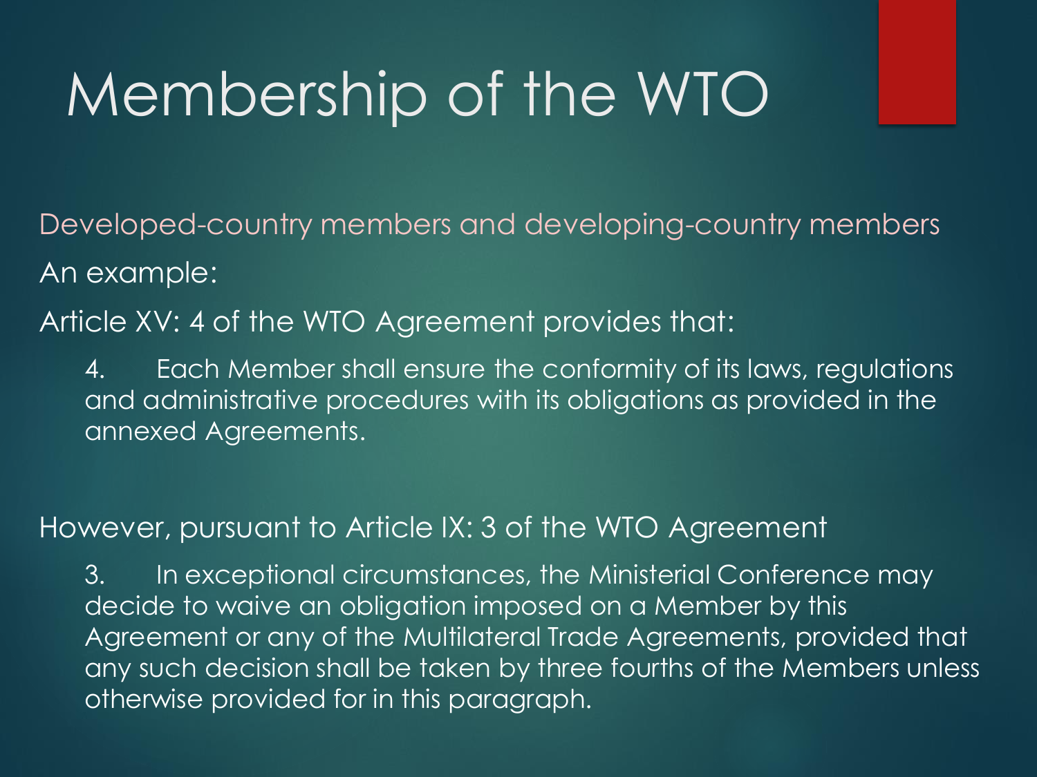# Membership of the WTO

Developed-country members and developing-country members

An example:

Article XV: 4 of the WTO Agreement provides that:

> 4. Each Member shall ensure the conformity of its laws, regulations and administrative procedures with its obligations as provided in the annexed Agreements.

However, pursuant to Article IX: 3 of the WTO Agreement

> 3. In exceptional circumstances, the Ministerial Conference may decide to waive an obligation imposed on a Member by this Agreement or any of the Multilateral Trade Agreements, provided that any such decision shall be taken by three fourths of the Members unless otherwise provided for in this paragraph.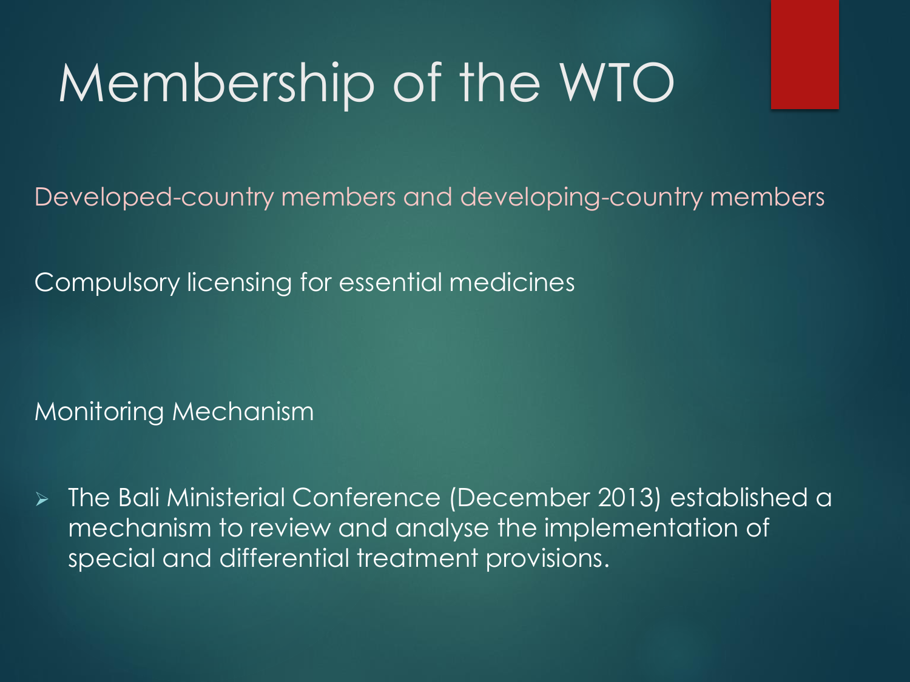# Membership of the WTO

Developed-country members and developing-country members

Compulsory licensing for essential medicines

Monitoring Mechanism

- The Bali Ministerial Conference (December 2013) established a mechanism to review and analyse the implementation of special and differential treatment provisions.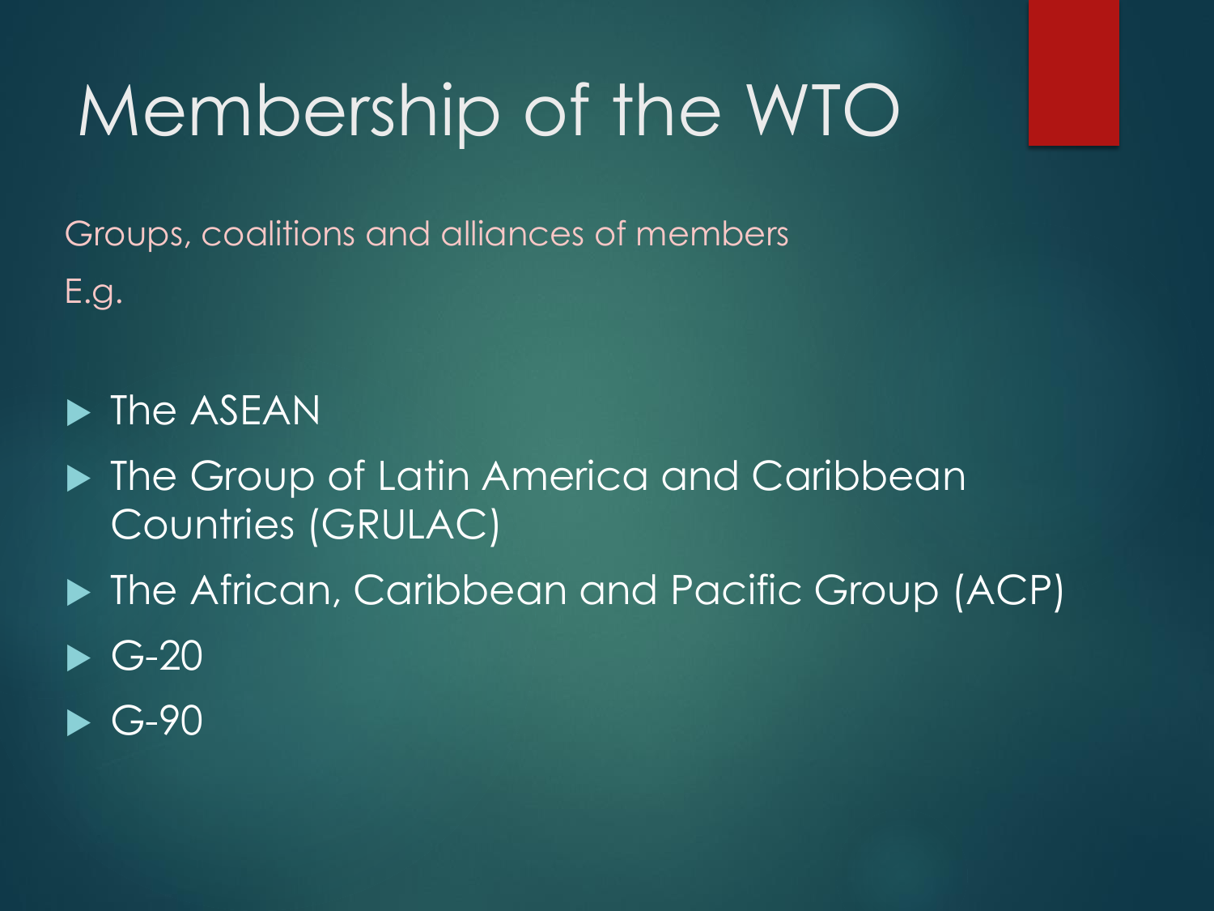# Membership of the WTO

Groups, coalitions and alliances of members

E.g.

- The ASEAN
- The Group of Latin America and Caribbean Countries (GRULAC)
- The African, Caribbean and Pacific Group (ACP)
- G-20
- G-90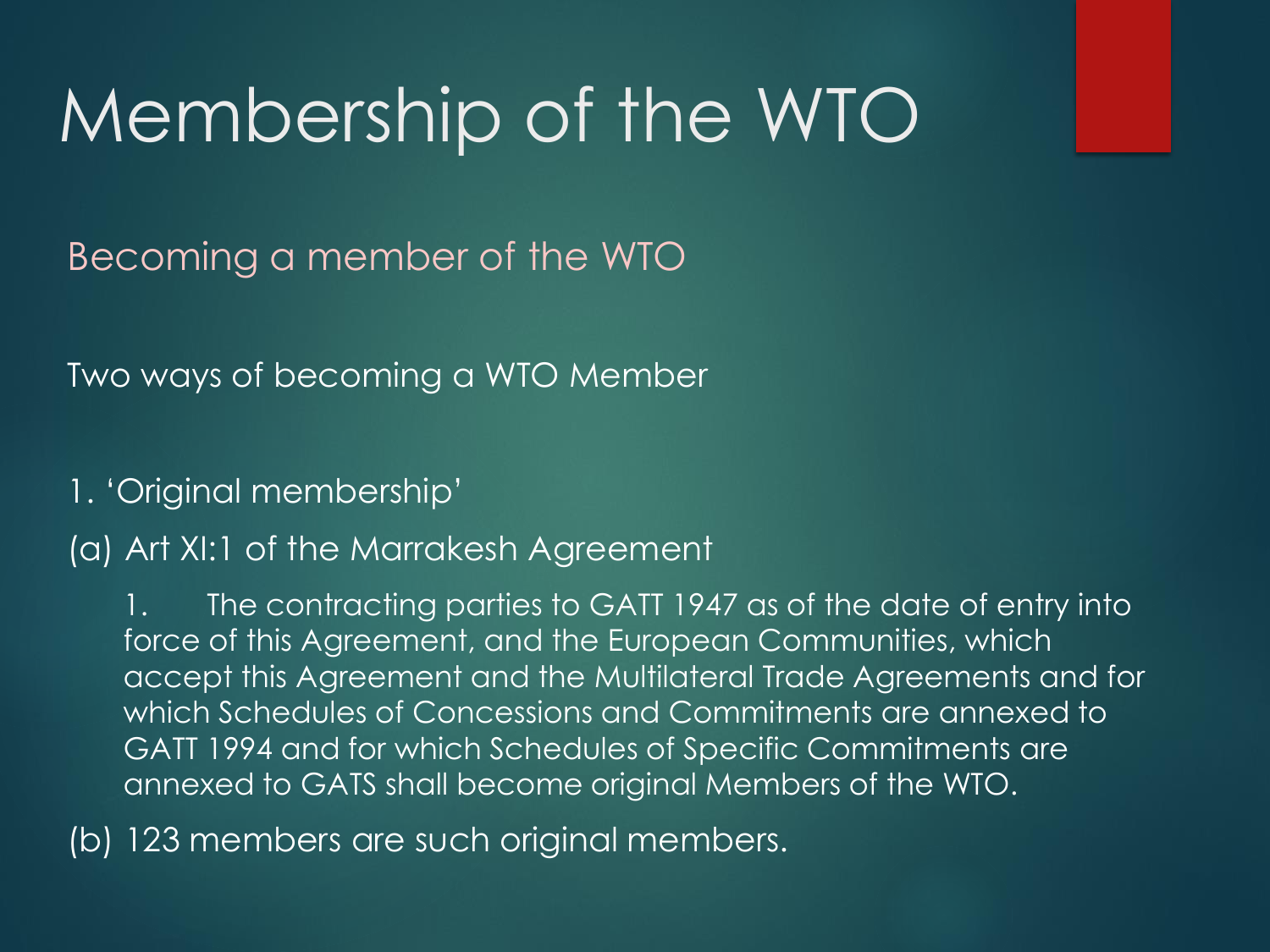# Membership of the WTO

## Becoming a member of the WTO

Two ways of becoming a WTO Member

1. 'Original membership'

(a) Art XI:1 of the Marrakesh Agreement

> 1. The contracting parties to GATT 1947 as of the date of entry into force of this Agreement, and the European Communities, which accept this Agreement and the Multilateral Trade Agreements and for which Schedules of Concessions and Commitments are annexed to GATT 1994 and for which Schedules of Specific Commitments are annexed to GATS shall become original Members of the WTO.

(b) 123 members are such original members.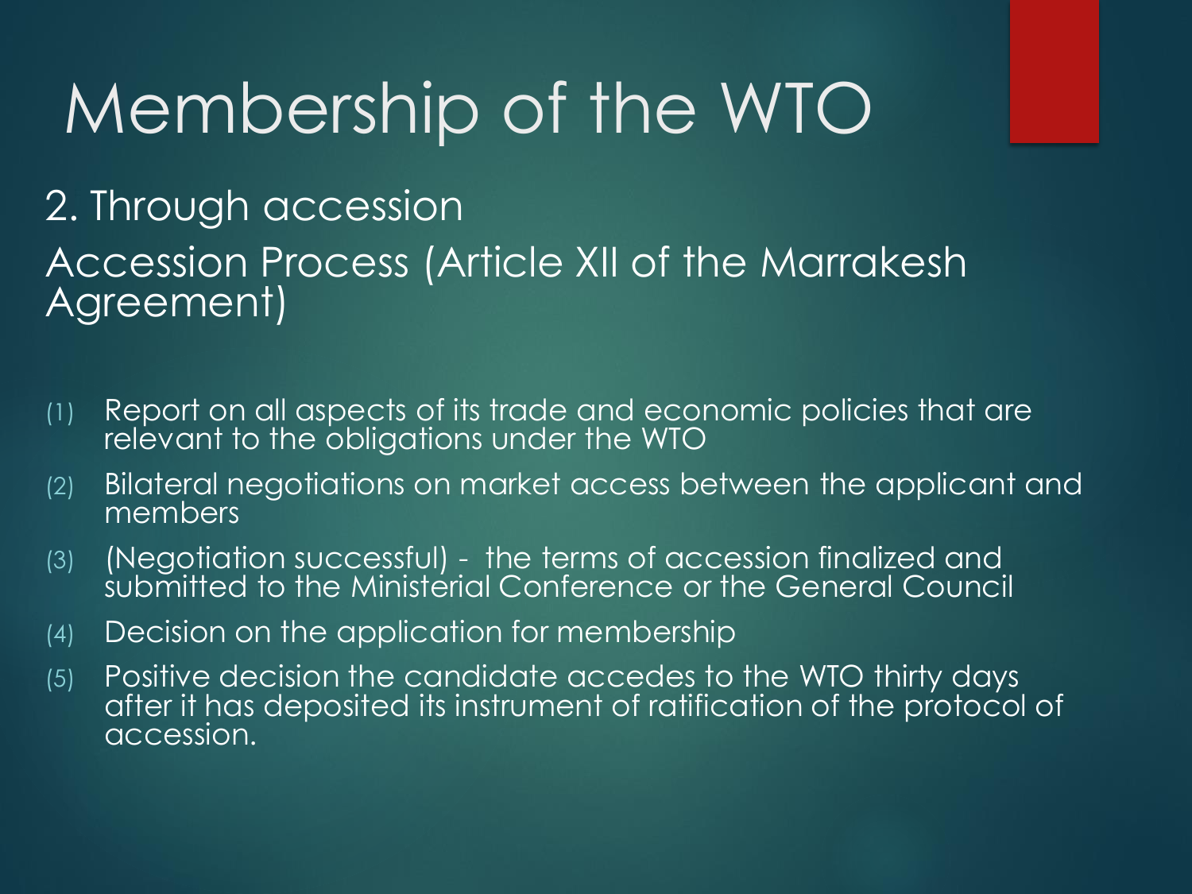# Membership of the WTO

## 2. Through accession

### Accession Process (Article XII of the Marrakesh Agreement)

(1) Report on all aspects of its trade and economic policies that are relevant to the obligations under the WTO

(2) Bilateral negotiations on market access between the applicant and members

(3) (Negotiation successful) - the terms of accession finalized and submitted to the Ministerial Conference or the General Council

(4) Decision on the application for membership

(5) Positive decision the candidate accedes to the WTO thirty days after it has deposited its instrument of ratification of the protocol of accession.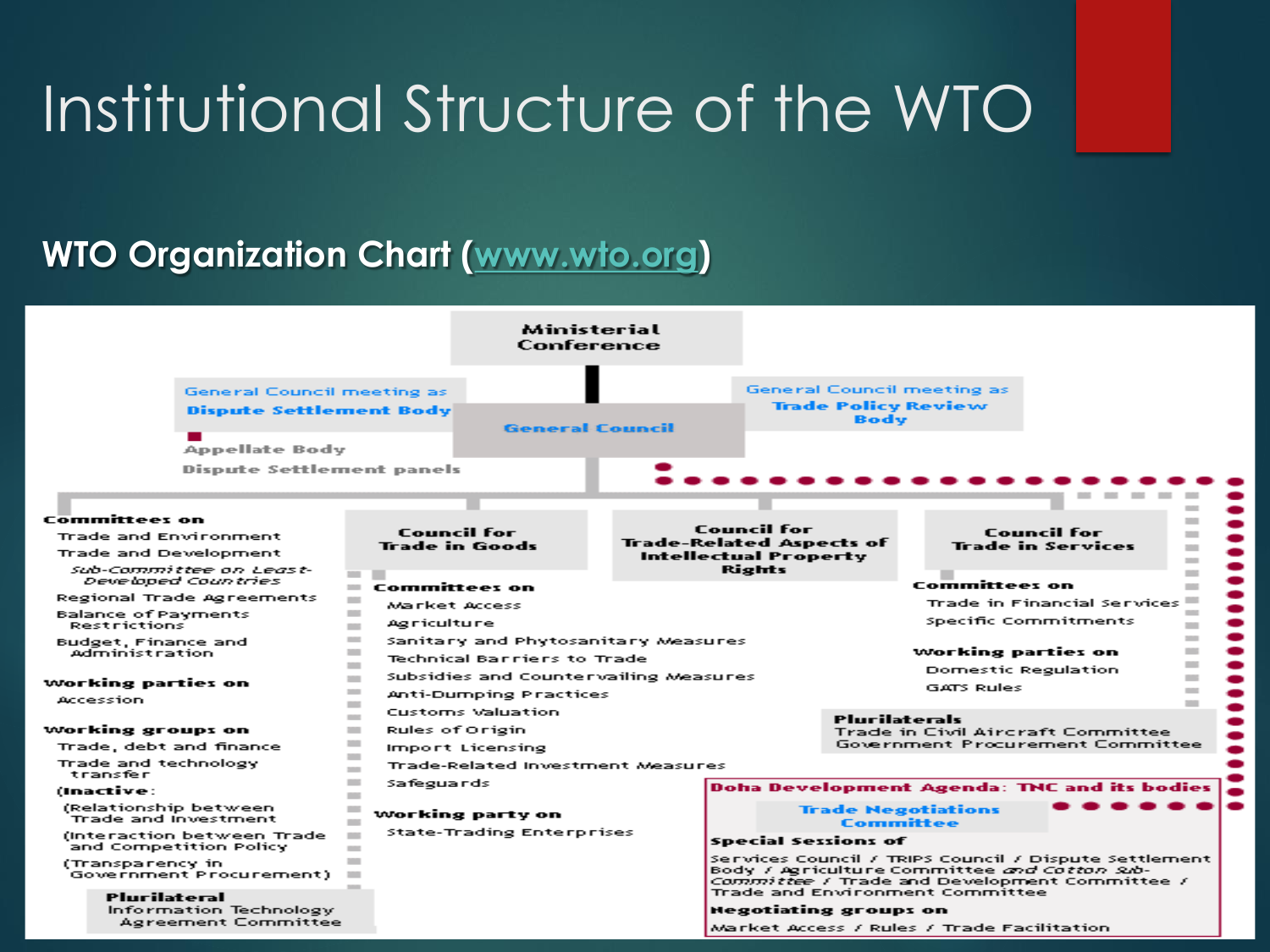# Institutional Structure of the WTO

**WTO Organization Chart ([www.wto.org](www.wto.org))**

**Ministerial Conference**

General Council meeting as **Dispute Settlement Body**

- Appellate Body
- Dispute Settlement panels

**General Council**

General Council meeting as **Trade Policy Review Body**

**Committees on**
- Trade and Environment
- Trade and Development
  - *Sub-Committee on Least-Developed Countries*
- Regional Trade Agreements
- Balance of Payments Restrictions
- Budget, Finance and Administration

**Working parties on**
- Accession

**Working groups on**
- Trade, debt and finance
- Trade and technology transfer

**(Inactive:**
- (Relationship between Trade and Investment
- (Interaction between Trade and Competition Policy
- (Transparency in Government Procurement)

**Plurilateral**
- Information Technology Agreement Committee

**Council for Trade in Goods**

**Committees on**
- Market Access
- Agriculture
- Sanitary and Phytosanitary Measures
- Technical Barriers to Trade
- Subsidies and Countervailing Measures
- Anti-Dumping Practices
- Customs Valuation
- Rules of Origin
- Import Licensing
- Trade-Related Investment Measures
- Safeguards

**Working party on**
- State-Trading Enterprises

**Council for Trade-Related Aspects of Intellectual Property Rights**

**Council for Trade in Services**

**Committees on**
- Trade in Financial Services
- Specific Commitments

**Working parties on**
- Domestic Regulation
- GATS Rules

**Plurilaterals**
- Trade in Civil Aircraft Committee
- Government Procurement Committee

**Doha Development Agenda: TNC and its bodies**

**Trade Negotiations Committee**

**Special Sessions of**
- Services Council / TRIPS Council / Dispute Settlement Body / Agriculture Committee *and Cotton Sub-Committee* / Trade and Development Committee / Trade and Environment Committee

**Negotiating groups on**
- Market Access / Rules / Trade Facilitation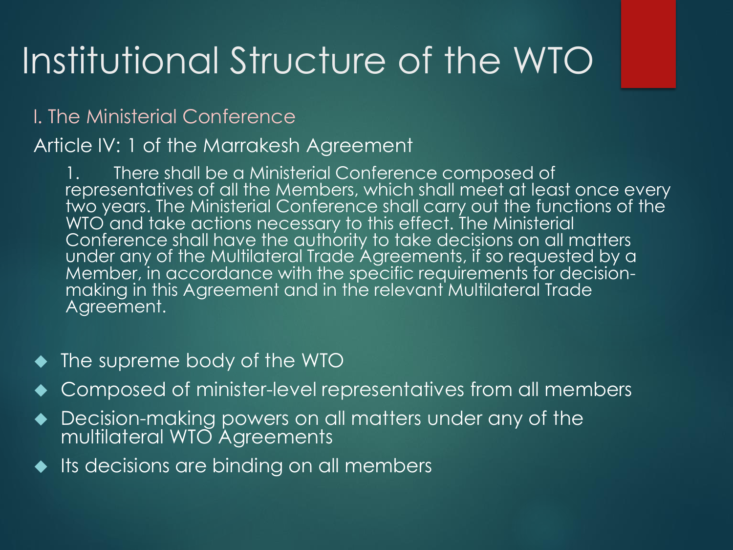# Institutional Structure of the WTO

## I. The Ministerial Conference

### Article IV: 1 of the Marrakesh Agreement

> 1. There shall be a Ministerial Conference composed of representatives of all the Members, which shall meet at least once every two years. The Ministerial Conference shall carry out the functions of the WTO and take actions necessary to this effect. The Ministerial Conference shall have the authority to take decisions on all matters under any of the Multilateral Trade Agreements, if so requested by a Member, in accordance with the specific requirements for decision-making in this Agreement and in the relevant Multilateral Trade Agreement.

- The supreme body of the WTO
- Composed of minister-level representatives from all members
- Decision-making powers on all matters under any of the multilateral WTO Agreements
- Its decisions are binding on all members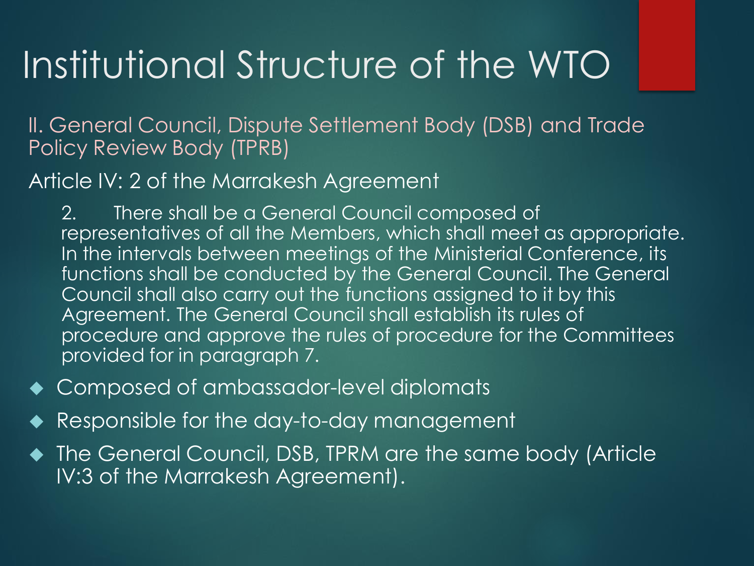# Institutional Structure of the WTO

II. General Council, Dispute Settlement Body (DSB) and Trade Policy Review Body (TPRB)

Article IV: 2 of the Marrakesh Agreement

> 2. There shall be a General Council composed of representatives of all the Members, which shall meet as appropriate. In the intervals between meetings of the Ministerial Conference, its functions shall be conducted by the General Council. The General Council shall also carry out the functions assigned to it by this Agreement. The General Council shall establish its rules of procedure and approve the rules of procedure for the Committees provided for in paragraph 7.

- Composed of ambassador-level diplomats
- Responsible for the day-to-day management
- The General Council, DSB, TPRM are the same body (Article IV:3 of the Marrakesh Agreement).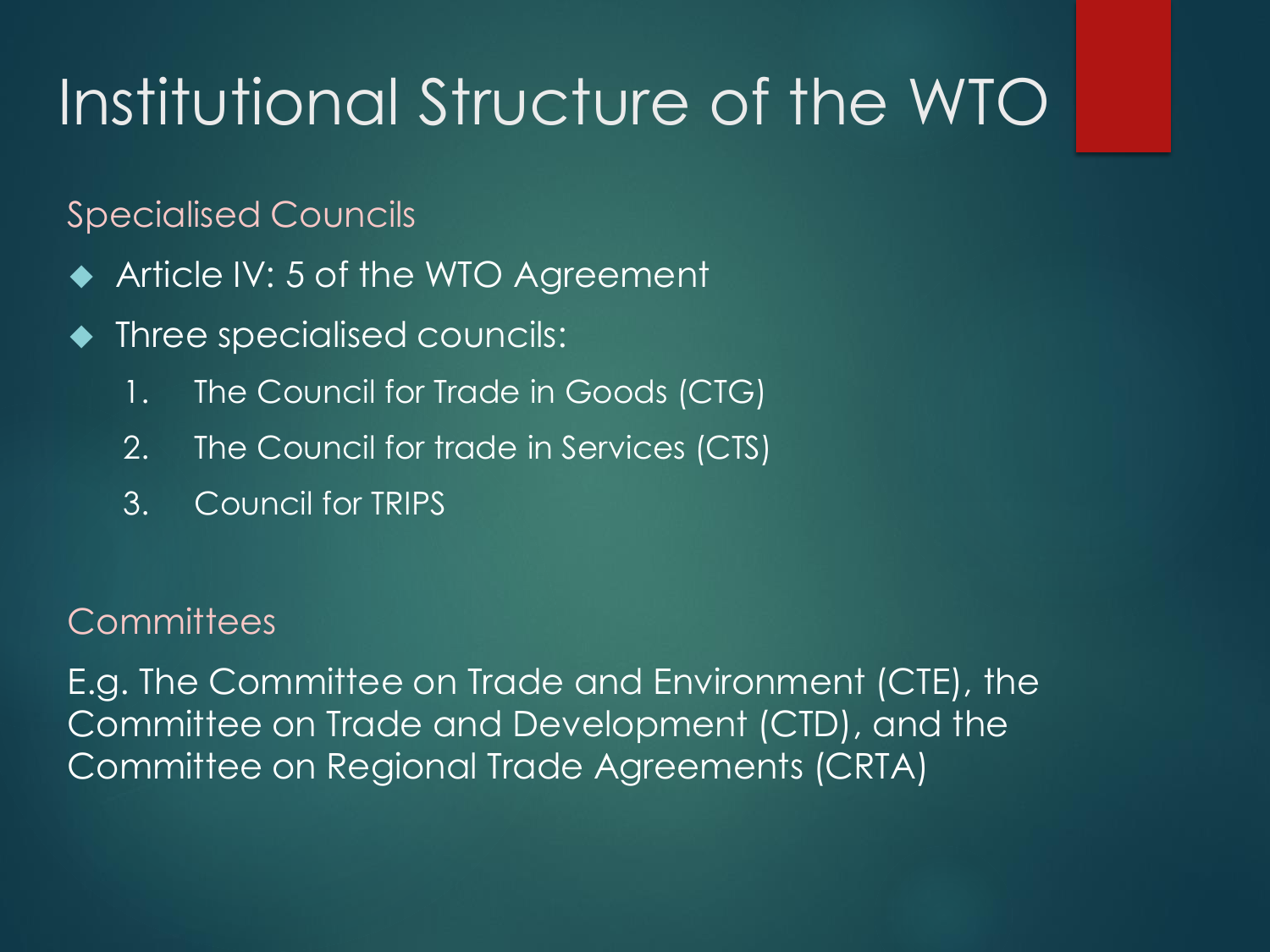# Institutional Structure of the WTO

## Specialised Councils

- Article IV: 5 of the WTO Agreement
- Three specialised councils:
  1. The Council for Trade in Goods (CTG)
  2. The Council for trade in Services (CTS)
  3. Council for TRIPS

## Committees

E.g. The Committee on Trade and Environment (CTE), the Committee on Trade and Development (CTD), and the Committee on Regional Trade Agreements (CRTA)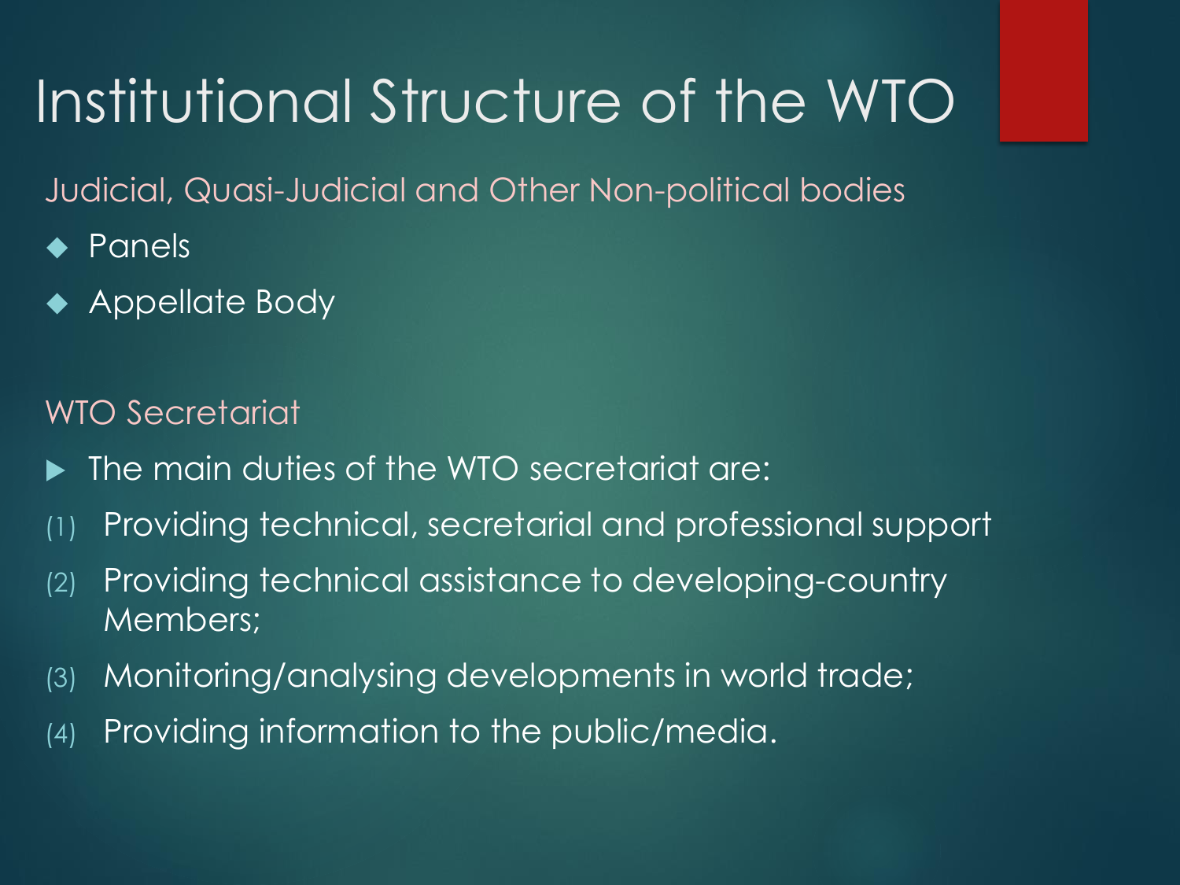# Institutional Structure of the WTO

Judicial, Quasi-Judicial and Other Non-political bodies

- Panels
- Appellate Body

WTO Secretariat

- The main duties of the WTO secretariat are:

(1) Providing technical, secretarial and professional support

(2) Providing technical assistance to developing-country Members;

(3) Monitoring/analysing developments in world trade;

(4) Providing information to the public/media.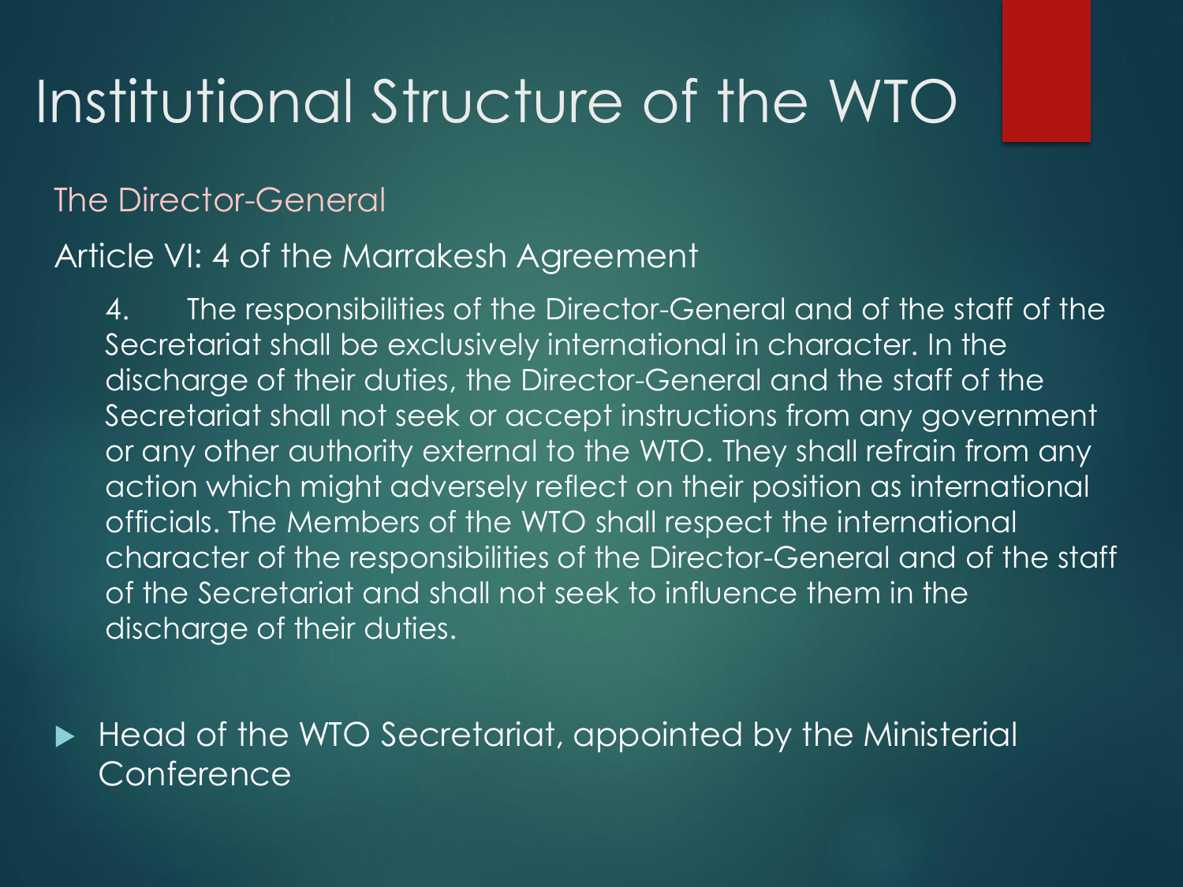# Institutional Structure of the WTO

## The Director-General

### Article VI: 4 of the Marrakesh Agreement

> 4. The responsibilities of the Director-General and of the staff of the Secretariat shall be exclusively international in character. In the discharge of their duties, the Director-General and the staff of the Secretariat shall not seek or accept instructions from any government or any other authority external to the WTO. They shall refrain from any action which might adversely reflect on their position as international officials. The Members of the WTO shall respect the international character of the responsibilities of the Director-General and of the staff of the Secretariat and shall not seek to influence them in the discharge of their duties.

- Head of the WTO Secretariat, appointed by the Ministerial Conference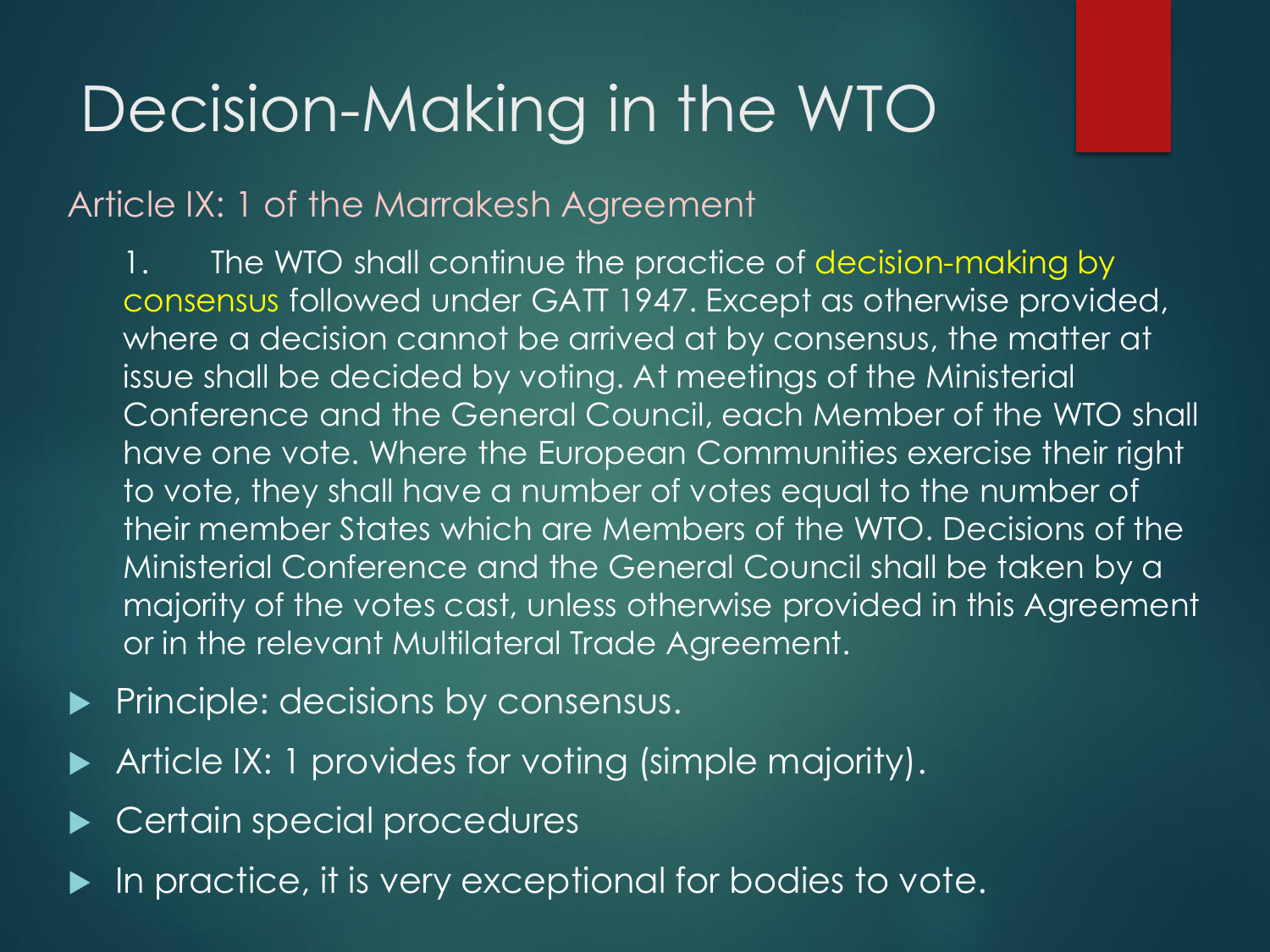# Decision-Making in the WTO

## Article IX: 1 of the Marrakesh Agreement

> 1. The WTO shall continue the practice of decision-making by consensus followed under GATT 1947. Except as otherwise provided, where a decision cannot be arrived at by consensus, the matter at issue shall be decided by voting. At meetings of the Ministerial Conference and the General Council, each Member of the WTO shall have one vote. Where the European Communities exercise their right to vote, they shall have a number of votes equal to the number of their member States which are Members of the WTO. Decisions of the Ministerial Conference and the General Council shall be taken by a majority of the votes cast, unless otherwise provided in this Agreement or in the relevant Multilateral Trade Agreement.

- Principle: decisions by consensus.
- Article IX: 1 provides for voting (simple majority).
- Certain special procedures
- In practice, it is very exceptional for bodies to vote.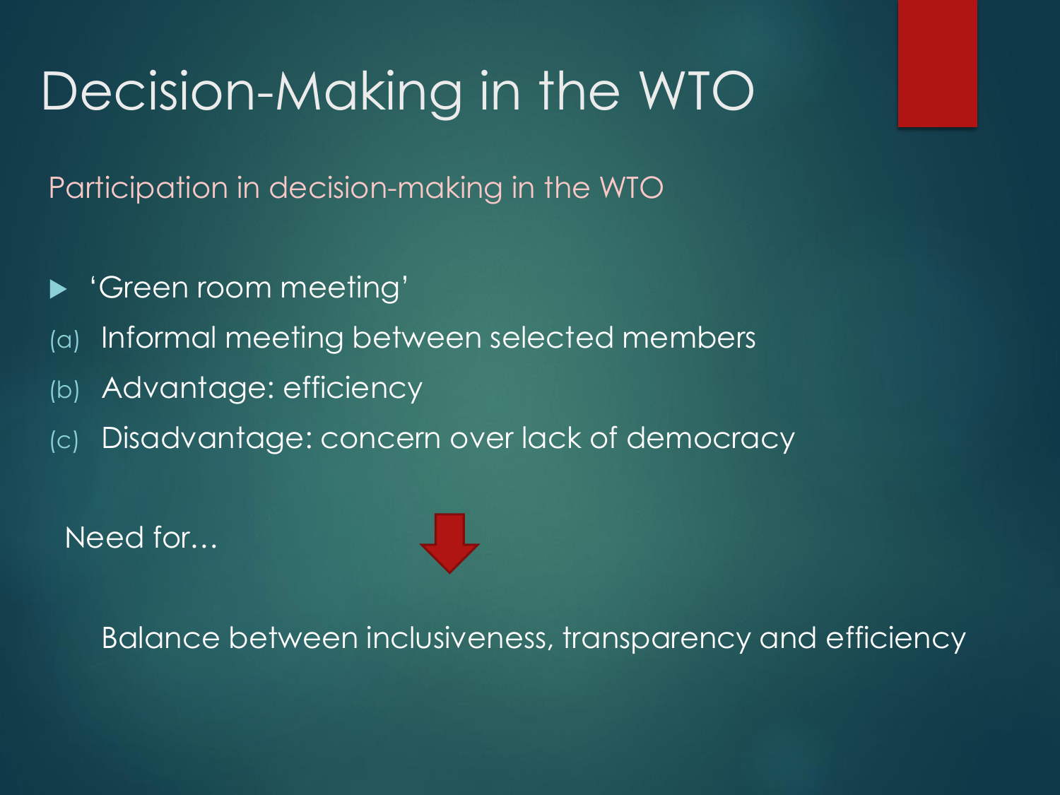# Decision-Making in the WTO

Participation in decision-making in the WTO

- 'Green room meeting'

(a) Informal meeting between selected members

(b) Advantage: efficiency

(c) Disadvantage: concern over lack of democracy

Need for…

Balance between inclusiveness, transparency and efficiency